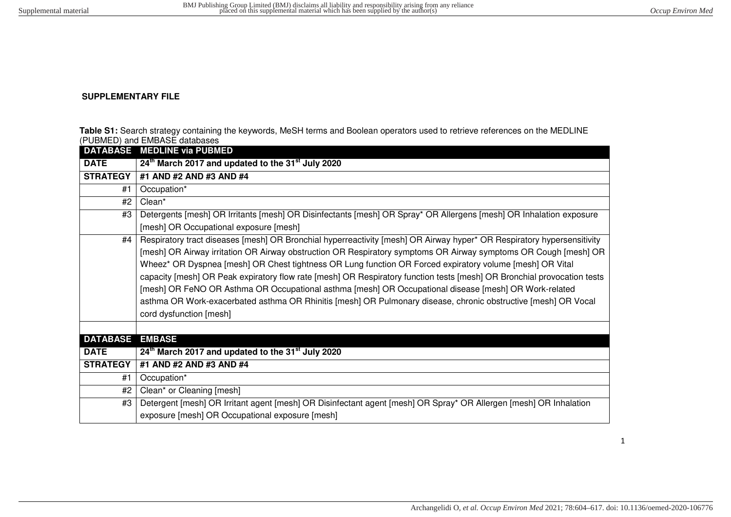**SUPPLEMENTARY FILE**

**Table S1:** Search strategy containing the keywords, MeSH terms and Boolean operators used to retrieve references on the MEDLINE (PUBMED) and EMBASE databases

| **DATABASE** | **MEDLINE via PUBMED** |
|---|---|
| **DATE** | **24th March 2017 and updated to the 31st July 2020** |
| **STRATEGY** | **#1 AND #2 AND #3 AND #4** |
| #1 | Occupation* |
| #2 | Clean* |
| #3 | Detergents [mesh] OR Irritants [mesh] OR Disinfectants [mesh] OR Spray* OR Allergens [mesh] OR Inhalation exposure [mesh] OR Occupational exposure [mesh] |
| #4 | Respiratory tract diseases [mesh] OR Bronchial hyperreactivity [mesh] OR Airway hyper* OR Respiratory hypersensitivity [mesh] OR Airway irritation OR Airway obstruction OR Respiratory symptoms OR Airway symptoms OR Cough [mesh] OR Wheez* OR Dyspnea [mesh] OR Chest tightness OR Lung function OR Forced expiratory volume [mesh] OR Vital capacity [mesh] OR Peak expiratory flow rate [mesh] OR Respiratory function tests [mesh] OR Bronchial provocation tests [mesh] OR FeNO OR Asthma OR Occupational asthma [mesh] OR Occupational disease [mesh] OR Work-related asthma OR Work-exacerbated asthma OR Rhinitis [mesh] OR Pulmonary disease, chronic obstructive [mesh] OR Vocal cord dysfunction [mesh] |
| | |
| **DATABASE** | **EMBASE** |
| **DATE** | **24th March 2017 and updated to the 31st July 2020** |
| **STRATEGY** | **#1 AND #2 AND #3 AND #4** |
| #1 | Occupation* |
| #2 | Clean* or Cleaning [mesh] |
| #3 | Detergent [mesh] OR Irritant agent [mesh] OR Disinfectant agent [mesh] OR Spray* OR Allergen [mesh] OR Inhalation exposure [mesh] OR Occupational exposure [mesh] |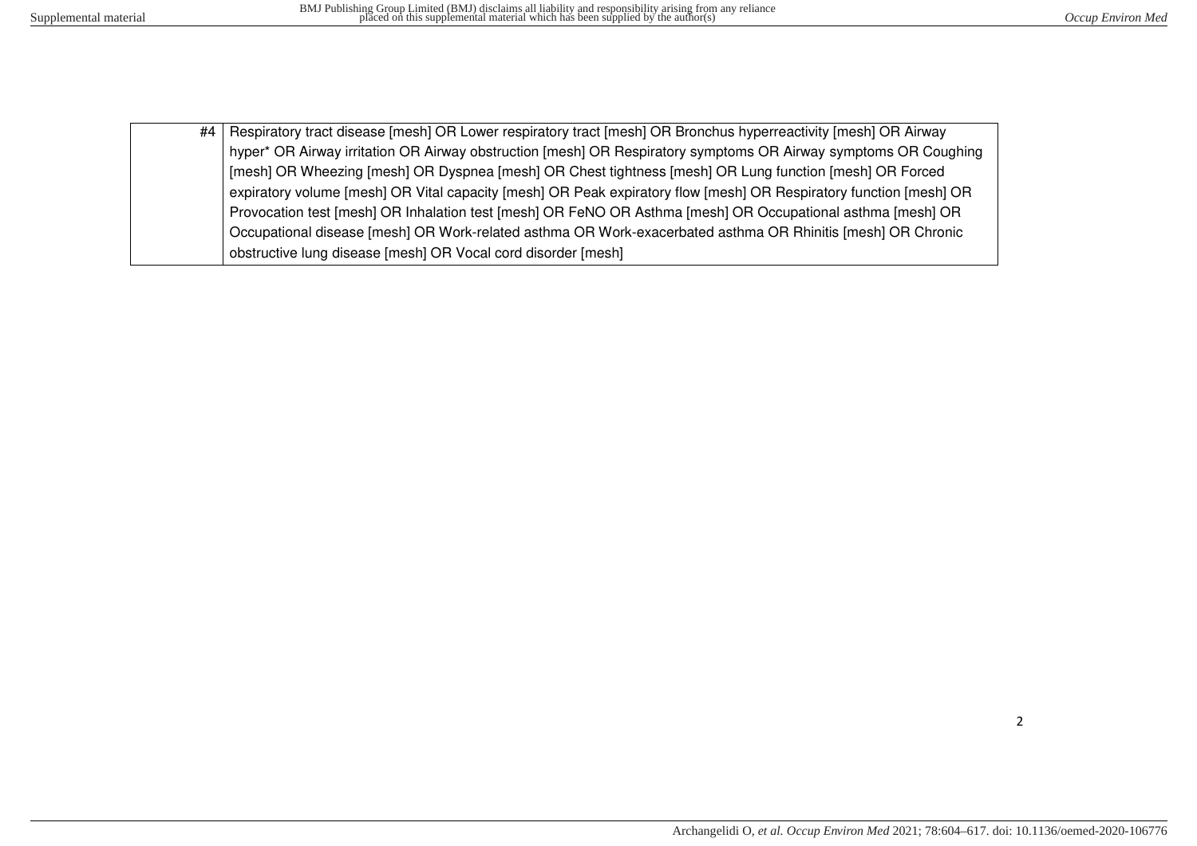| | |
|---|---|
| #4 | Respiratory tract disease [mesh] OR Lower respiratory tract [mesh] OR Bronchus hyperreactivity [mesh] OR Airway hyper* OR Airway irritation OR Airway obstruction [mesh] OR Respiratory symptoms OR Airway symptoms OR Coughing [mesh] OR Wheezing [mesh] OR Dyspnea [mesh] OR Chest tightness [mesh] OR Lung function [mesh] OR Forced expiratory volume [mesh] OR Vital capacity [mesh] OR Peak expiratory flow [mesh] OR Respiratory function [mesh] OR Provocation test [mesh] OR Inhalation test [mesh] OR FeNO OR Asthma [mesh] OR Occupational asthma [mesh] OR Occupational disease [mesh] OR Work-related asthma OR Work-exacerbated asthma OR Rhinitis [mesh] OR Chronic obstructive lung disease [mesh] OR Vocal cord disorder [mesh] |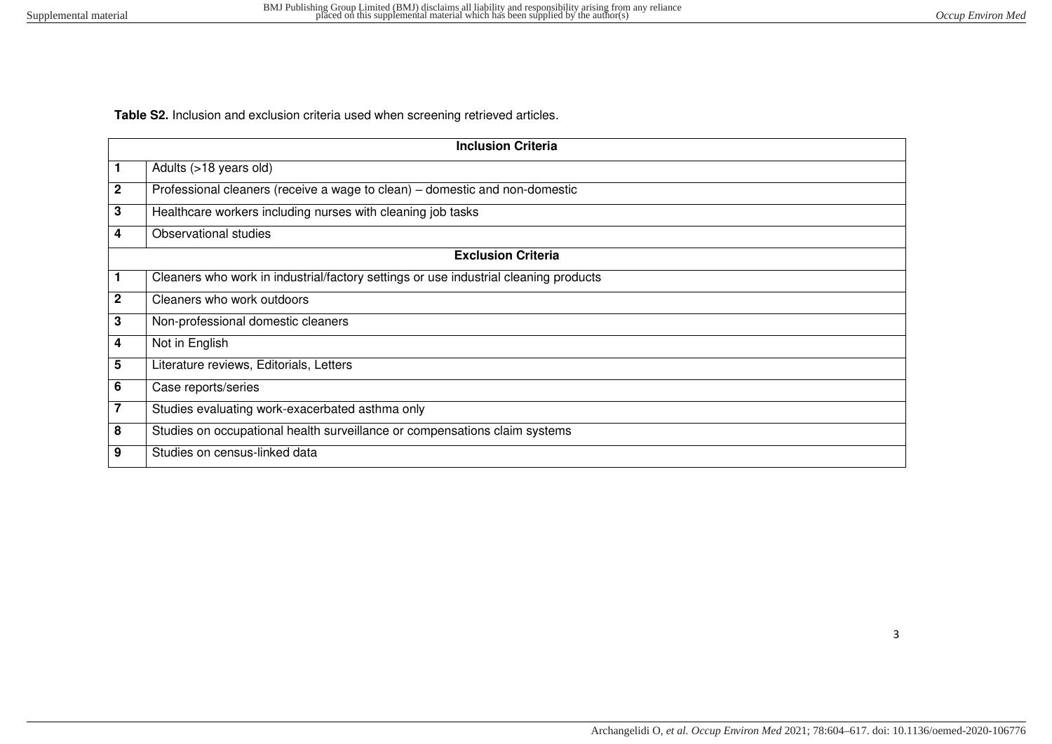**Table S2.** Inclusion and exclusion criteria used when screening retrieved articles.

| | **Inclusion Criteria** |
|---|---|
| **1** | Adults (>18 years old) |
| **2** | Professional cleaners (receive a wage to clean) – domestic and non-domestic |
| **3** | Healthcare workers including nurses with cleaning job tasks |
| **4** | Observational studies |
| | **Exclusion Criteria** |
| **1** | Cleaners who work in industrial/factory settings or use industrial cleaning products |
| **2** | Cleaners who work outdoors |
| **3** | Non-professional domestic cleaners |
| **4** | Not in English |
| **5** | Literature reviews, Editorials, Letters |
| **6** | Case reports/series |
| **7** | Studies evaluating work-exacerbated asthma only |
| **8** | Studies on occupational health surveillance or compensations claim systems |
| **9** | Studies on census-linked data |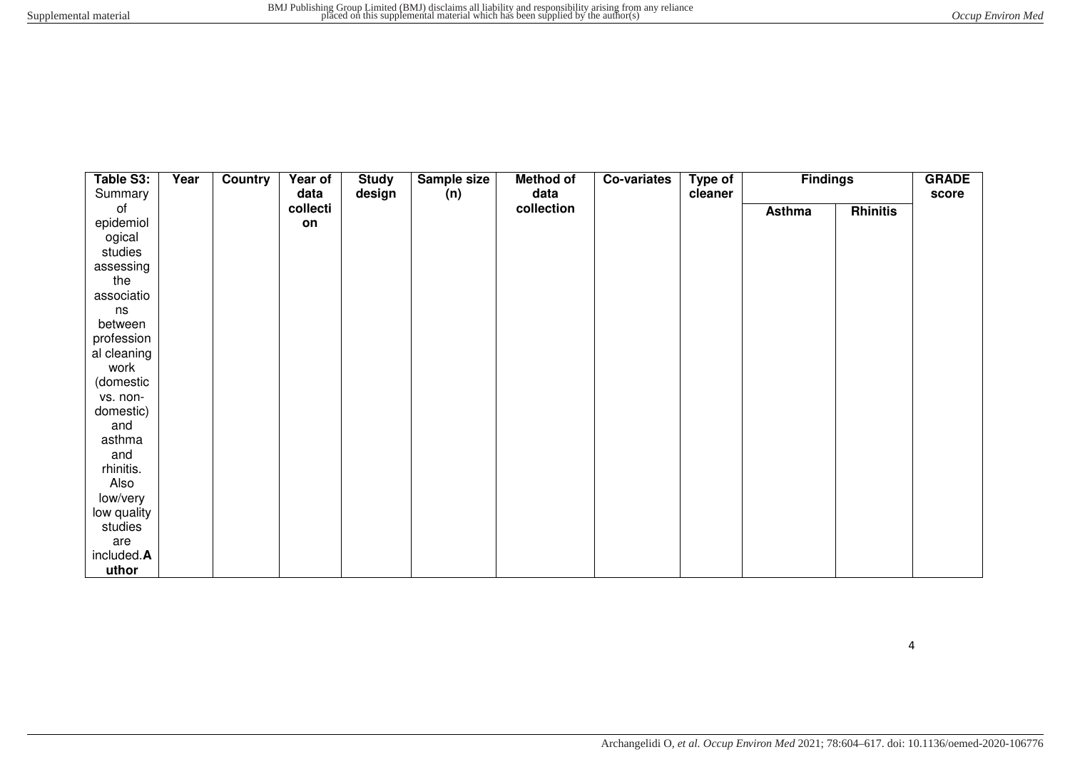| Table S3: Summary of epidemiological studies assessing the associations between professional cleaning work (domestic vs. non-domestic) and asthma and rhinitis. Also low/very low quality studies are included. **Author** | **Year** | **Country** | **Year of data collection** | **Study design** | **Sample size (n)** | **Method of data collection** | **Co-variates** | **Type of cleaner** | **Findings** | | **GRADE score** |
|---|---|---|---|---|---|---|---|---|---|---|---|
| | | | | | | | | | **Asthma** | **Rhinitis** | |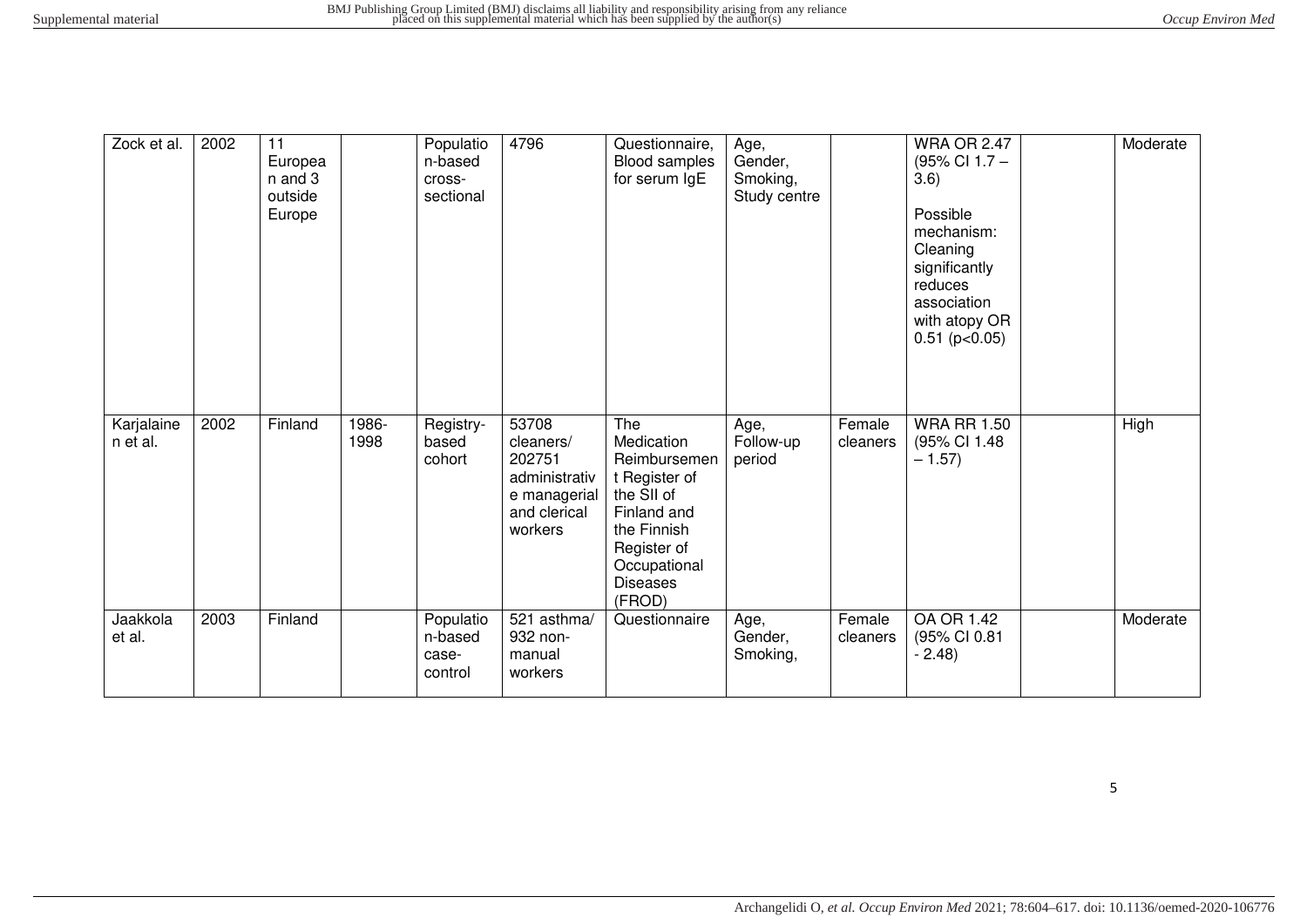| Zock et al. | 2002 | 11 European and 3 outside Europe | | Population-based cross-sectional | 4796 | Questionnaire, Blood samples for serum IgE | Age, Gender, Smoking, Study centre | | WRA OR 2.47 (95% CI 1.7 – 3.6)<br><br>Possible mechanism: Cleaning significantly reduces association with atopy OR 0.51 ($p<0.05$) | | Moderate |
|---|---|---|---|---|---|---|---|---|---|---|---|
| Karjalainen et al. | 2002 | Finland | 1986-1998 | Registry-based cohort | 53708 cleaners/ 202751 administrative managerial and clerical workers | The Medication Reimbursement Register of the SII of Finland and the Finnish Register of Occupational Diseases (FROD) | Age, Follow-up period | Female cleaners | WRA RR 1.50 (95% CI 1.48 – 1.57) | | High |
| Jaakkola et al. | 2003 | Finland | | Population-based case-control | 521 asthma/ 932 non-manual workers | Questionnaire | Age, Gender, Smoking, | Female cleaners | OA OR 1.42 (95% CI 0.81 - 2.48) | | Moderate |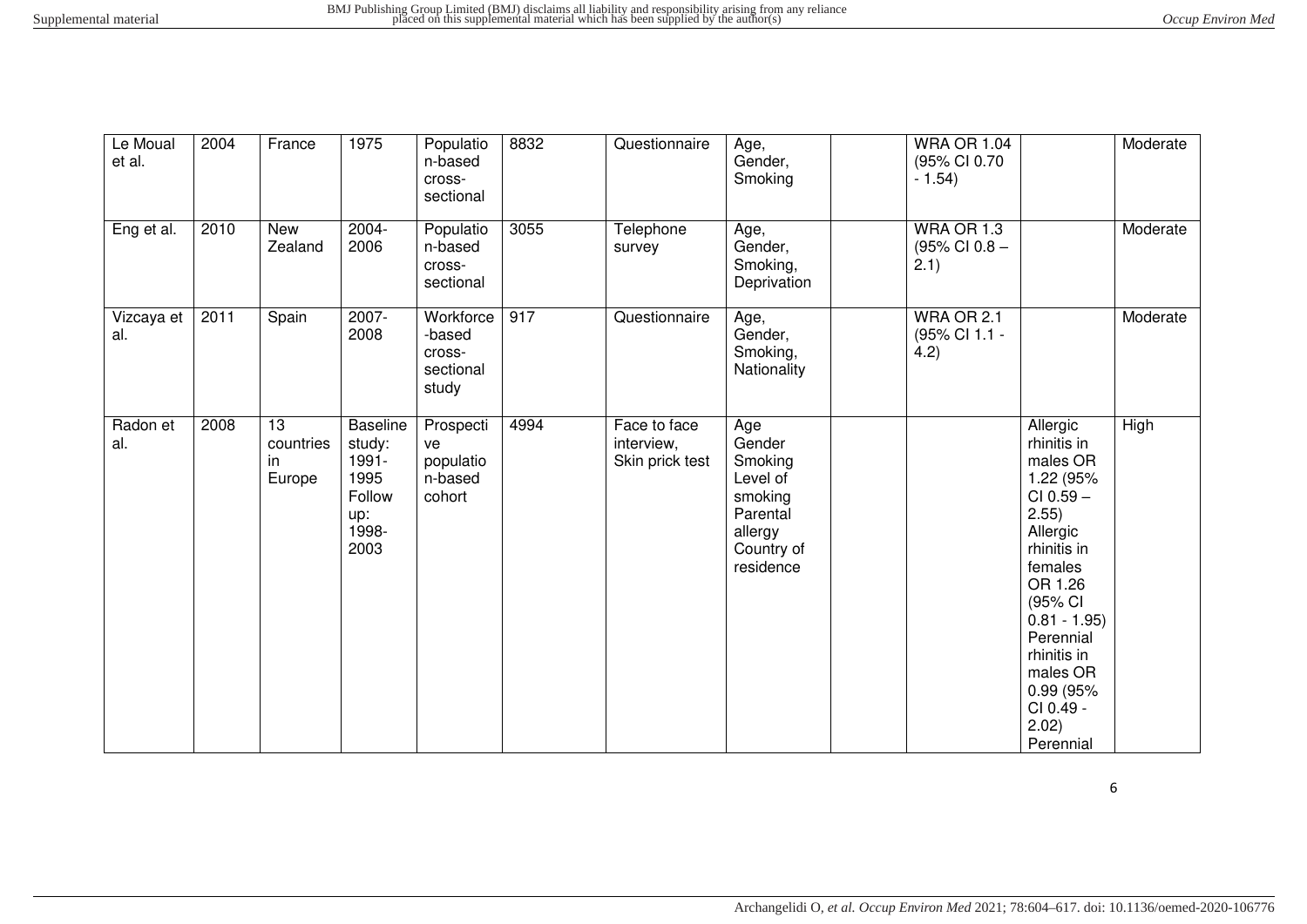| Le Moual et al. | 2004 | France | 1975 | Population-based cross-sectional | 8832 | Questionnaire | Age, Gender, Smoking | | WRA OR 1.04 (95% CI 0.70 - 1.54) | | Moderate |
|---|---|---|---|---|---|---|---|---|---|---|---|
| Eng et al. | 2010 | New Zealand | 2004-2006 | Population-based cross-sectional | 3055 | Telephone survey | Age, Gender, Smoking, Deprivation | | WRA OR 1.3 (95% CI 0.8 – 2.1) | | Moderate |
| Vizcaya et al. | 2011 | Spain | 2007-2008 | Workforce-based cross-sectional study | 917 | Questionnaire | Age, Gender, Smoking, Nationality | | WRA OR 2.1 (95% CI 1.1 - 4.2) | | Moderate |
| Radon et al. | 2008 | 13 countries in Europe | Baseline study: 1991-1995 Follow up: 1998-2003 | Prospective population-based cohort | 4994 | Face to face interview, Skin prick test | Age Gender Smoking Level of smoking Parental allergy Country of residence | | | Allergic rhinitis in males OR 1.22 (95% CI 0.59 – 2.55) Allergic rhinitis in females OR 1.26 (95% CI 0.81 - 1.95) Perennial rhinitis in males OR 0.99 (95% CI 0.49 - 2.02) Perennial | High |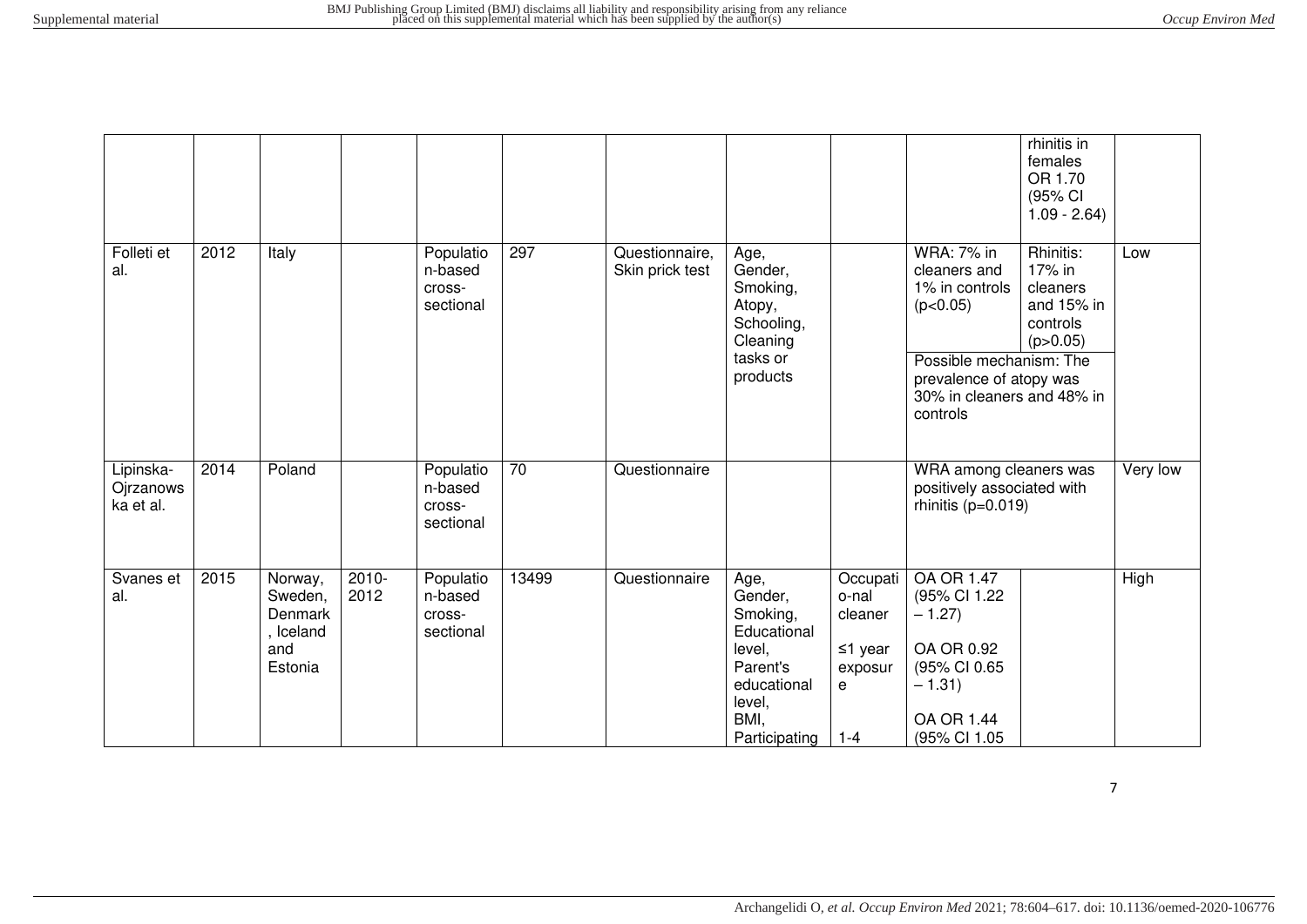| | | | | | | | | | | | |
|---|---|---|---|---|---|---|---|---|---|---|---|
| | | | | | | | | | | rhinitis in females OR 1.70 (95% CI 1.09 - 2.64) | |
| Folleti et al. | 2012 | Italy | | Population-based cross-sectional | 297 | Questionnaire, Skin prick test | Age, Gender, Smoking, Atopy, Schooling, Cleaning tasks or products | | WRA: 7% in cleaners and 1% in controls ($p<0.05$)<br><br>Possible mechanism: The prevalence of atopy was 30% in cleaners and 48% in controls | Rhinitis: 17% in cleaners and 15% in controls ($p>0.05$) | Low |
| Lipinska-Ojrzanowska et al. | 2014 | Poland | | Population-based cross-sectional | 70 | Questionnaire | | | WRA among cleaners was positively associated with rhinitis ($p=0.019$) | | Very low |
| Svanes et al. | 2015 | Norway, Sweden, Denmark, Iceland and Estonia | 2010-2012 | Population-based cross-sectional | 13499 | Questionnaire | Age, Gender, Smoking, Educational level, Parent's educational level, BMI, Participating | Occupational cleaner<br><br>≤1 year exposure<br><br>1-4 | OA OR 1.47 (95% CI 1.22 – 1.27)<br><br>OA OR 0.92 (95% CI 0.65 – 1.31)<br><br>OA OR 1.44 (95% CI 1.05 | | High |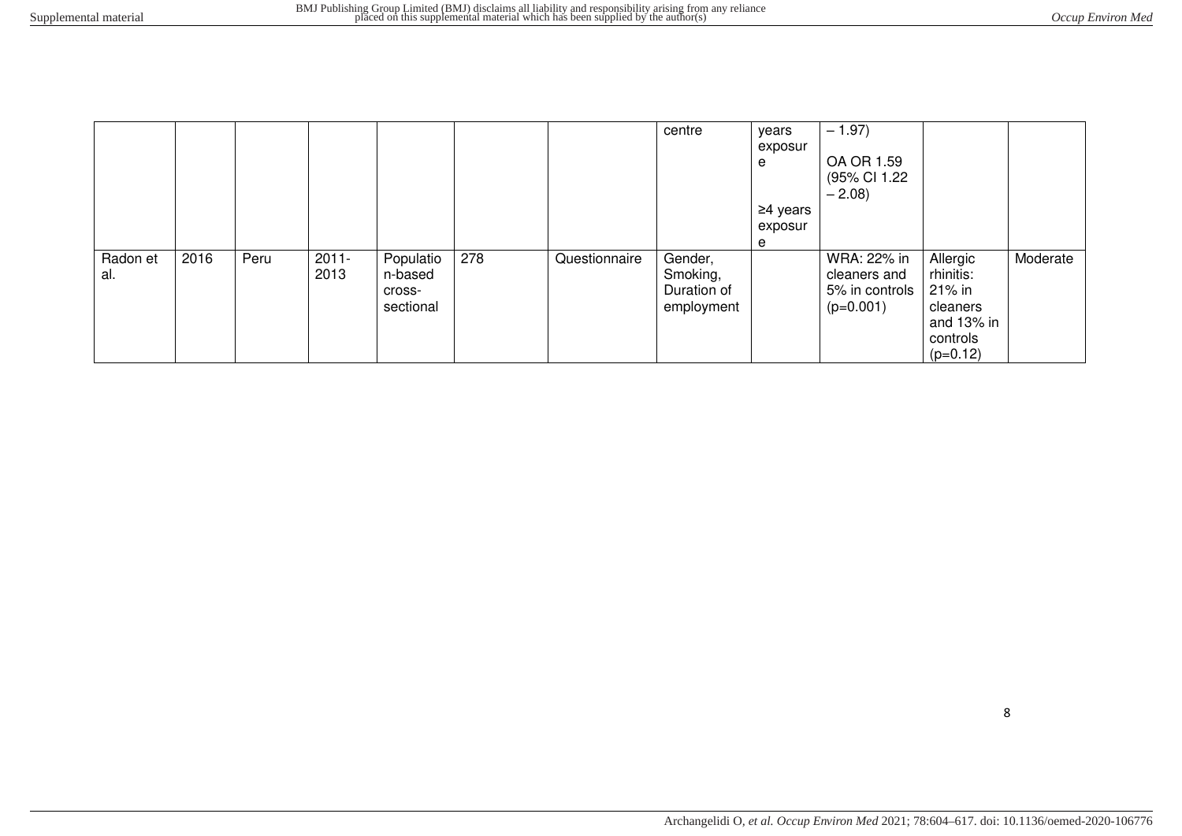|  |  |  |  |  |  |  | centre | years exposure<br><br>≥4 years exposure | – 1.97)<br><br>OA OR 1.59 (95% CI 1.22 – 2.08) |  |  |
|---|---|---|---|---|---|---|---|---|---|---|---|
| Radon et al. | 2016 | Peru | 2011-2013 | Population-based cross-sectional | 278 | Questionnaire | Gender, Smoking, Duration of employment |  | WRA: 22% in cleaners and 5% in controls (p=0.001) | Allergic rhinitis: 21% in cleaners and 13% in controls (p=0.12) | Moderate |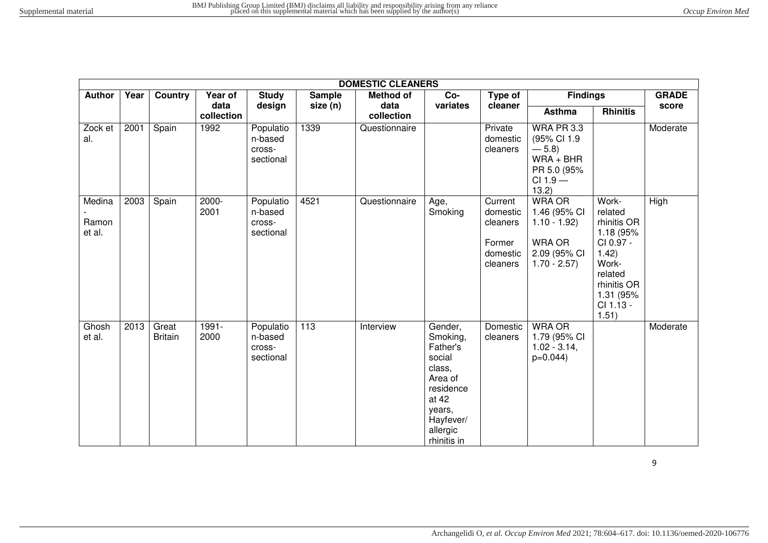| DOMESTIC CLEANERS | | | | | | | | | | | |
|---|---|---|---|---|---|---|---|---|---|---|---|
| Author | Year | Country | Year of data collection | Study design | Sample size (n) | Method of data collection | Co-variates | Type of cleaner | Findings | | GRADE score |
| | | | | | | | | | Asthma | Rhinitis | |
| Zock et al. | 2001 | Spain | 1992 | Population-based cross-sectional | 1339 | Questionnaire | | Private domestic cleaners | WRA PR 3.3 (95% CI 1.9 — 5.8) WRA + BHR PR 5.0 (95% CI 1.9 — 13.2) | | Moderate |
| Medina-Ramon et al. | 2003 | Spain | 2000-2001 | Population-based cross-sectional | 4521 | Questionnaire | Age, Smoking | Current domestic cleaners<br><br>Former domestic cleaners | WRA OR 1.46 (95% CI 1.10 - 1.92)<br><br>WRA OR 2.09 (95% CI 1.70 - 2.57) | Work-related rhinitis OR 1.18 (95% CI 0.97 - 1.42) Work-related rhinitis OR 1.31 (95% CI 1.13 - 1.51) | High |
| Ghosh et al. | 2013 | Great Britain | 1991-2000 | Population-based cross-sectional | 113 | Interview | Gender, Smoking, Father's social class, Area of residence at 42 years, Hayfever/ allergic rhinitis in | Domestic cleaners | WRA OR 1.79 (95% CI 1.02 - 3.14, p=0.044) | | Moderate |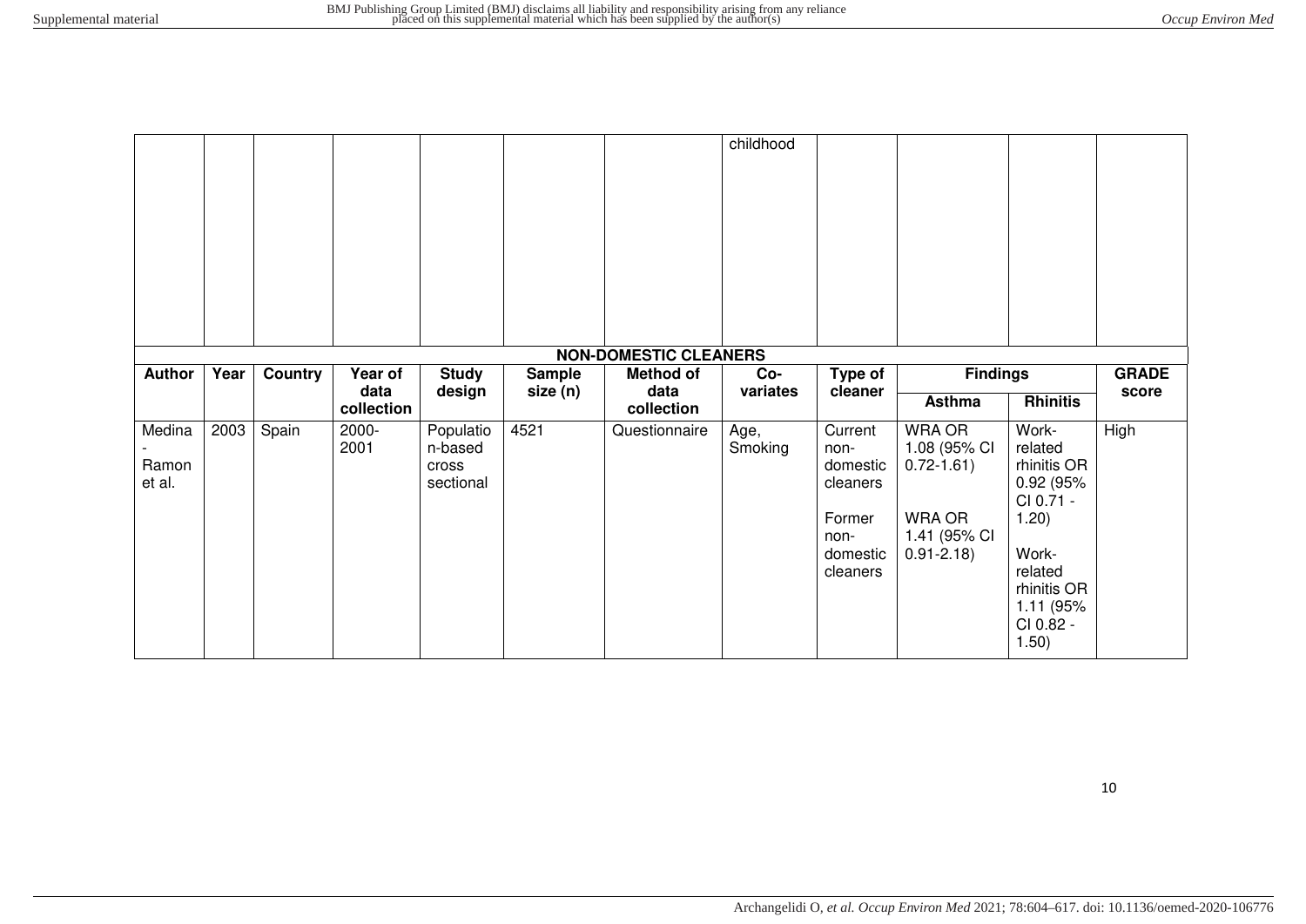| | | | | | | | childhood | | | | |
|---|---|---|---|---|---|---|---|---|---|---|---|

| NON-DOMESTIC CLEANERS | | | | | | | | | | | |
|---|---|---|---|---|---|---|---|---|---|---|---|
| Author | Year | Country | Year of data collection | Study design | Sample size (n) | Method of data collection | Co-variates | Type of cleaner | Findings | | GRADE score |
| | | | | | | | | | Asthma | Rhinitis | |
| Medina-Ramon et al. | 2003 | Spain | 2000-2001 | Population-based cross sectional | 4521 | Questionnaire | Age, Smoking | Current non-domestic cleaners<br><br>Former non-domestic cleaners | WRA OR 1.08 (95% CI 0.72-1.61)<br><br>WRA OR 1.41 (95% CI 0.91-2.18) | Work-related rhinitis OR 0.92 (95% CI 0.71 - 1.20)<br><br>Work-related rhinitis OR 1.11 (95% CI 0.82 - 1.50) | High |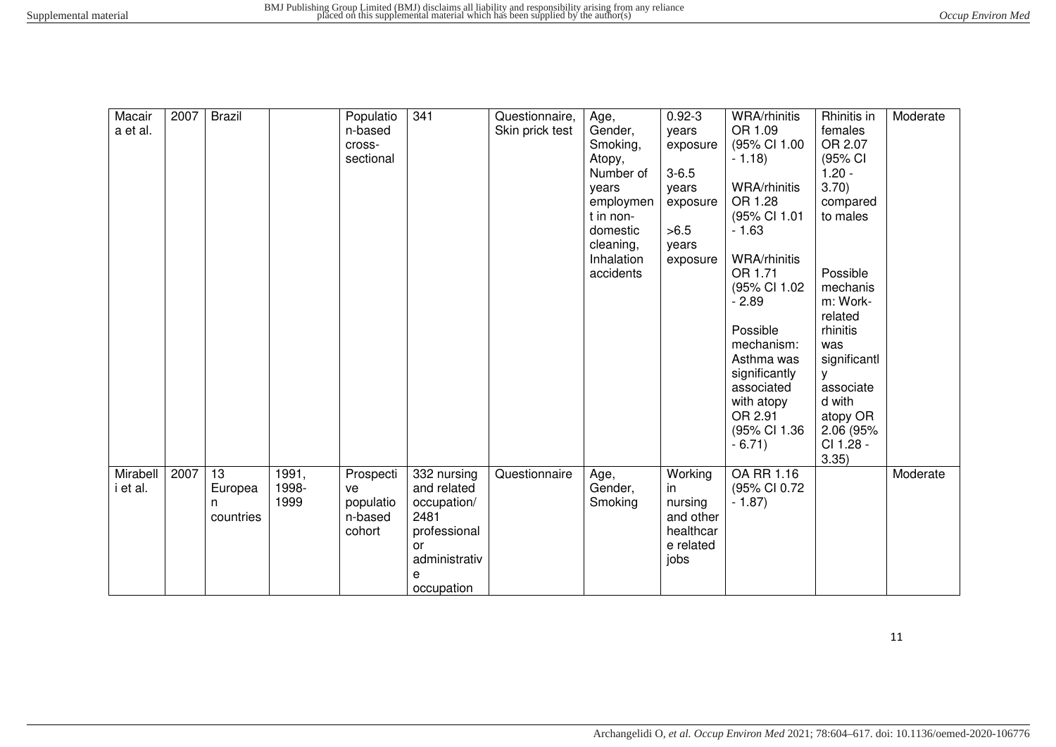| Macaira et al. | 2007 | Brazil | | Population-based cross-sectional | 341 | Questionnaire, Skin prick test | Age, Gender, Smoking, Atopy, Number of years employment in non-domestic cleaning, Inhalation accidents | 0.92-3 years exposure<br><br>3-6.5 years exposure<br><br>>6.5 years exposure | WRA/rhinitis OR 1.09 (95% CI 1.00 - 1.18)<br><br>WRA/rhinitis OR 1.28 (95% CI 1.01 - 1.63<br><br>WRA/rhinitis OR 1.71 (95% CI 1.02 - 2.89<br><br>Possible mechanism: Asthma was significantly associated with atopy OR 2.91 (95% CI 1.36 - 6.71) | Rhinitis in females OR 2.07 (95% CI 1.20 - 3.70) compared to males<br><br>Possible mechanism: Work-related rhinitis was significantly associated with atopy OR 2.06 (95% CI 1.28 - 3.35) | Moderate |
|---|---|---|---|---|---|---|---|---|---|---|---|
| Mirabelli et al. | 2007 | 13 European countries | 1991, 1998-1999 | Prospective population-based cohort | 332 nursing and related occupation/ 2481 professional or administrative occupation | Questionnaire | Age, Gender, Smoking | Working in nursing and other healthcare related jobs | OA RR 1.16 (95% CI 0.72 - 1.87) | | Moderate |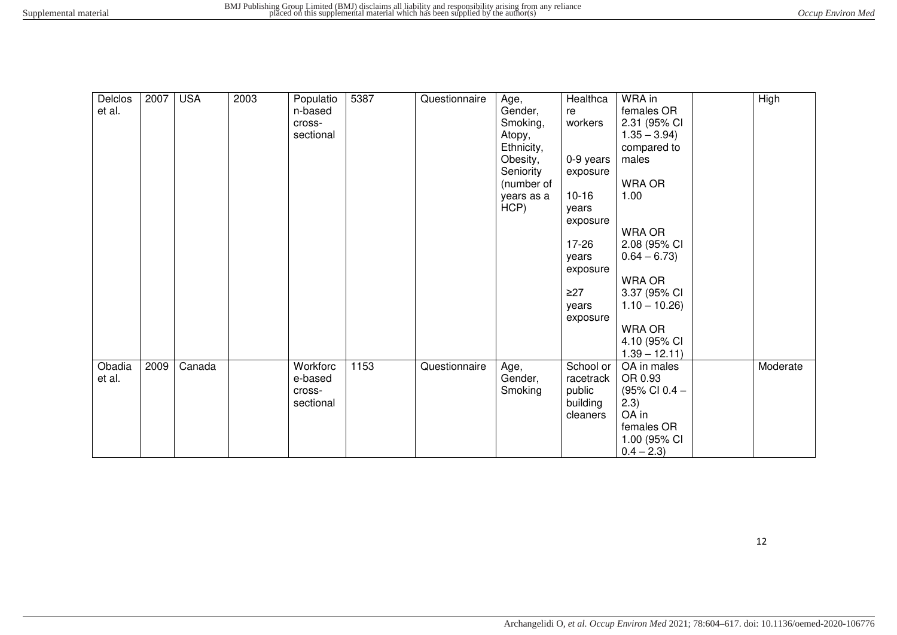| | | | | | | | | | | | |
|---|---|---|---|---|---|---|---|---|---|---|---|
| Delclos et al. | 2007 | USA | 2003 | Population-based cross-sectional | 5387 | Questionnaire | Age, Gender, Smoking, Atopy, Ethnicity, Obesity, Seniority (number of years as a HCP) | Healthcare workers<br><br>0-9 years exposure<br><br>10-16 years exposure<br><br>17-26 years exposure<br><br>≥27 years exposure | WRA in females OR 2.31 (95% CI 1.35 – 3.94) compared to males<br><br>WRA OR 1.00<br><br>WRA OR 2.08 (95% CI 0.64 – 6.73)<br><br>WRA OR 3.37 (95% CI 1.10 – 10.26)<br><br>WRA OR 4.10 (95% CI 1.39 – 12.11) | | High |
| Obadia et al. | 2009 | Canada | | Workforce-based cross-sectional | 1153 | Questionnaire | Age, Gender, Smoking | School or racetrack public building cleaners | OA in males OR 0.93 (95% CI 0.4 – 2.3)<br>OA in females OR 1.00 (95% CI 0.4 – 2.3) | | Moderate |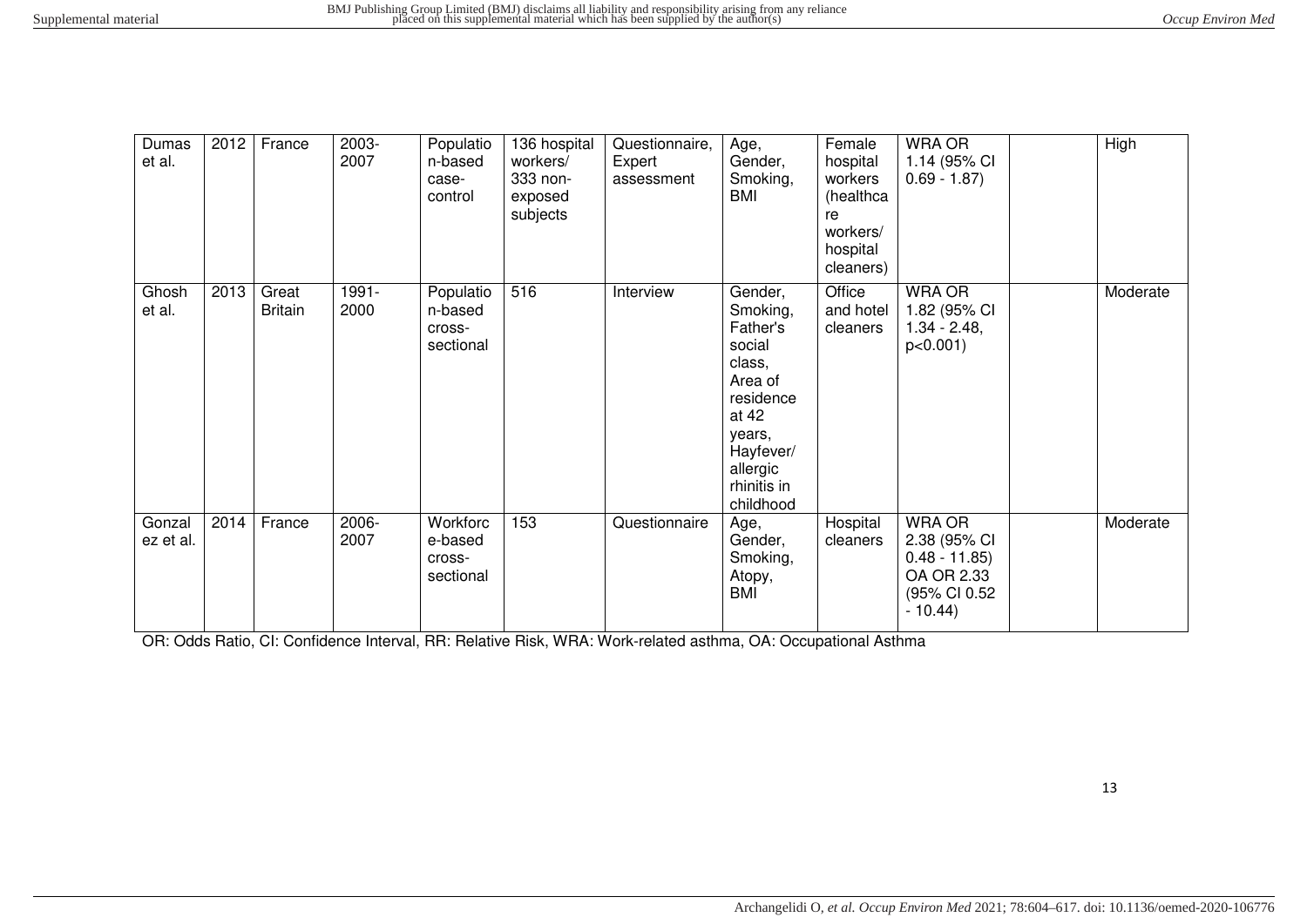| Dumas et al. | 2012 | France | 2003-2007 | Population-based case-control | 136 hospital workers/ 333 non-exposed subjects | Questionnaire, Expert assessment | Age, Gender, Smoking, BMI | Female hospital workers (healthcare workers/ hospital cleaners) | WRA OR 1.14 (95% CI 0.69 - 1.87) | | High |
|---|---|---|---|---|---|---|---|---|---|---|---|
| Ghosh et al. | 2013 | Great Britain | 1991-2000 | Population-based cross-sectional | 516 | Interview | Gender, Smoking, Father's social class, Area of residence at 42 years, Hayfever/ allergic rhinitis in childhood | Office and hotel cleaners | WRA OR 1.82 (95% CI 1.34 - 2.48, p<0.001) | | Moderate |
| Gonzalez et al. | 2014 | France | 2006-2007 | Workforce-based cross-sectional | 153 | Questionnaire | Age, Gender, Smoking, Atopy, BMI | Hospital cleaners | WRA OR 2.38 (95% CI 0.48 - 11.85) OA OR 2.33 (95% CI 0.52 - 10.44) | | Moderate |

OR: Odds Ratio, CI: Confidence Interval, RR: Relative Risk, WRA: Work-related asthma, OA: Occupational Asthma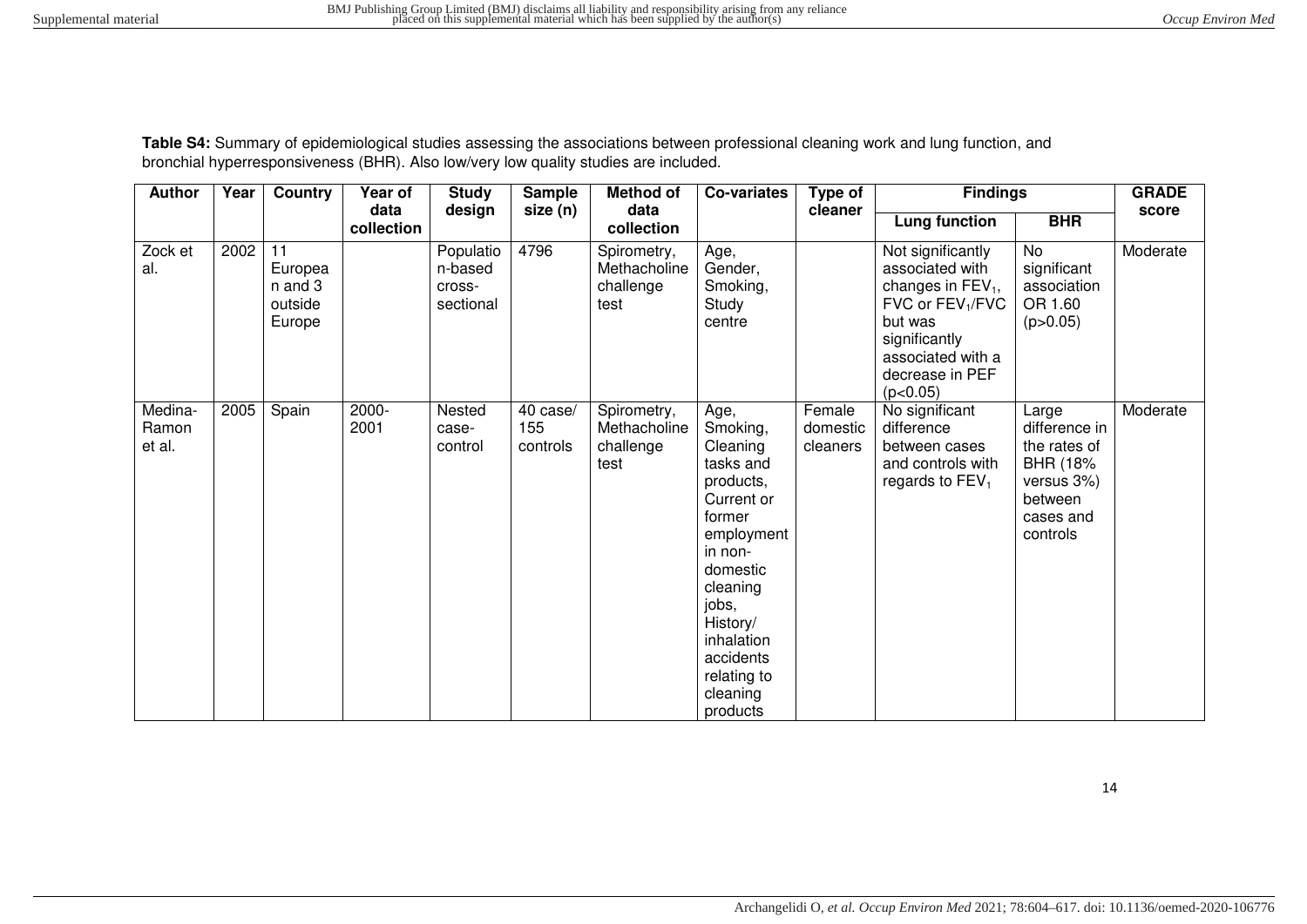**Table S4:** Summary of epidemiological studies assessing the associations between professional cleaning work and lung function, and bronchial hyperresponsiveness (BHR). Also low/very low quality studies are included.

| Author | Year | Country | Year of data collection | Study design | Sample size (n) | Method of data collection | Co-variates | Type of cleaner | Findings | | GRADE score |
|---|---|---|---|---|---|---|---|---|---|---|---|
| | | | | | | | | | Lung function | BHR | |
| Zock et al. | 2002 | 11 European and 3 outside Europe | | Population-based cross-sectional | 4796 | Spirometry, Methacholine challenge test | Age, Gender, Smoking, Study centre | | Not significantly associated with changes in $FEV_1$, FVC or $FEV_1$/FVC but was significantly associated with a decrease in PEF ($p<0.05$) | No significant association OR 1.60 ($p>0.05$) | Moderate |
| Medina-Ramon et al. | 2005 | Spain | 2000-2001 | Nested case-control | 40 case/ 155 controls | Spirometry, Methacholine challenge test | Age, Smoking, Cleaning tasks and products, Current or former employment in non-domestic cleaning jobs, History/ inhalation accidents relating to cleaning products | Female domestic cleaners | No significant difference between cases and controls with regards to $FEV_1$ | Large difference in the rates of BHR (18% versus 3%) between cases and controls | Moderate |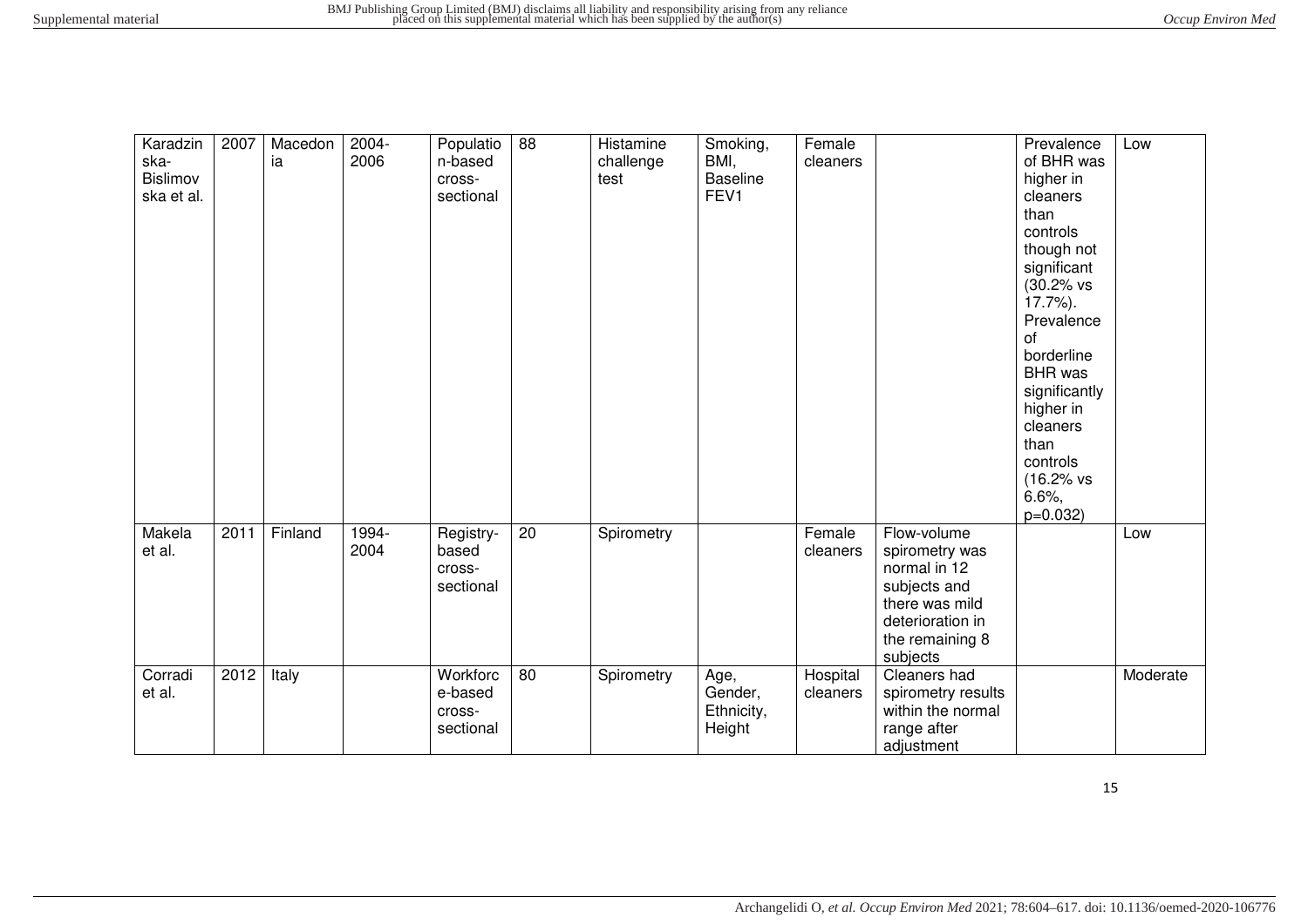| Karadzinska-Bislimovska et al. | 2007 | Macedonia | 2004-2006 | Population-based cross-sectional | 88 | Histamine challenge test | Smoking, BMI, Baseline FEV1 | Female cleaners | | Prevalence of BHR was higher in cleaners than controls though not significant (30.2% vs 17.7%). Prevalence of borderline BHR was significantly higher in cleaners than controls (16.2% vs 6.6%, p=0.032) | Low |
|---|---|---|---|---|---|---|---|---|---|---|---|
| Makela et al. | 2011 | Finland | 1994-2004 | Registry-based cross-sectional | 20 | Spirometry | | Female cleaners | Flow-volume spirometry was normal in 12 subjects and there was mild deterioration in the remaining 8 subjects | | Low |
| Corradi et al. | 2012 | Italy | | Workforce-based cross-sectional | 80 | Spirometry | Age, Gender, Ethnicity, Height | Hospital cleaners | Cleaners had spirometry results within the normal range after adjustment | | Moderate |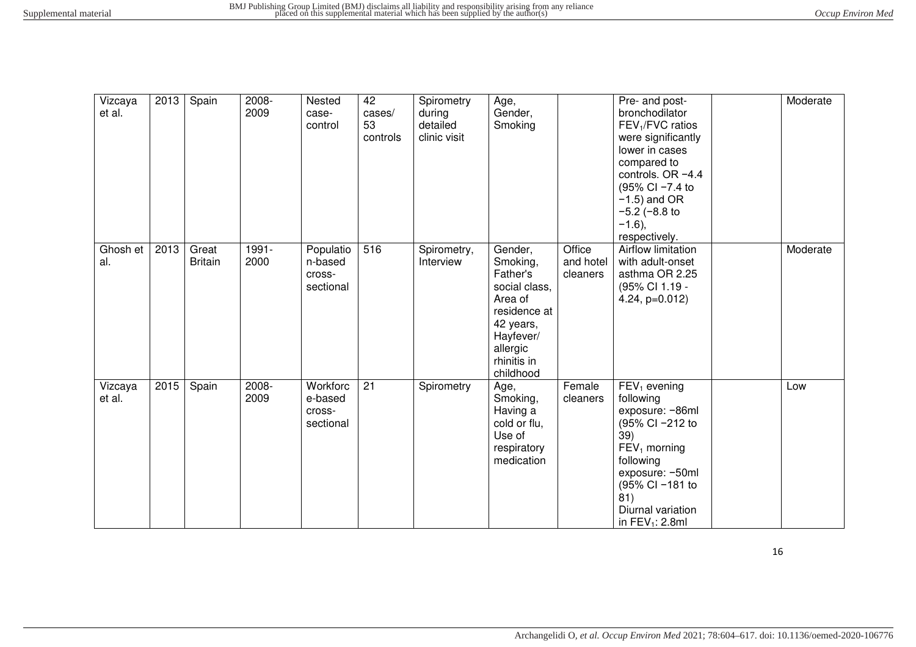| Vizcaya et al. | 2013 | Spain | 2008-2009 | Nested case-control | 42 cases/ 53 controls | Spirometry during detailed clinic visit | Age, Gender, Smoking | | Pre- and post-bronchodilator $FEV_1/FVC$ ratios were significantly lower in cases compared to controls. OR −4.4 (95% CI −7.4 to −1.5) and OR −5.2 (−8.8 to −1.6), respectively. | | Moderate |
|---|---|---|---|---|---|---|---|---|---|---|---|
| Ghosh et al. | 2013 | Great Britain | 1991-2000 | Population-based cross-sectional | 516 | Spirometry, Interview | Gender, Smoking, Father's social class, Area of residence at 42 years, Hayfever/ allergic rhinitis in childhood | Office and hotel cleaners | Airflow limitation with adult-onset asthma OR 2.25 (95% CI 1.19 - 4.24, p=0.012) | | Moderate |
| Vizcaya et al. | 2015 | Spain | 2008-2009 | Workforce-based cross-sectional | 21 | Spirometry | Age, Smoking, Having a cold or flu, Use of respiratory medication | Female cleaners | $FEV_1$ evening following exposure: −86ml (95% CI −212 to 39) $FEV_1$ morning following exposure: −50ml (95% CI −181 to 81) Diurnal variation in $FEV_1$: 2.8ml | | Low |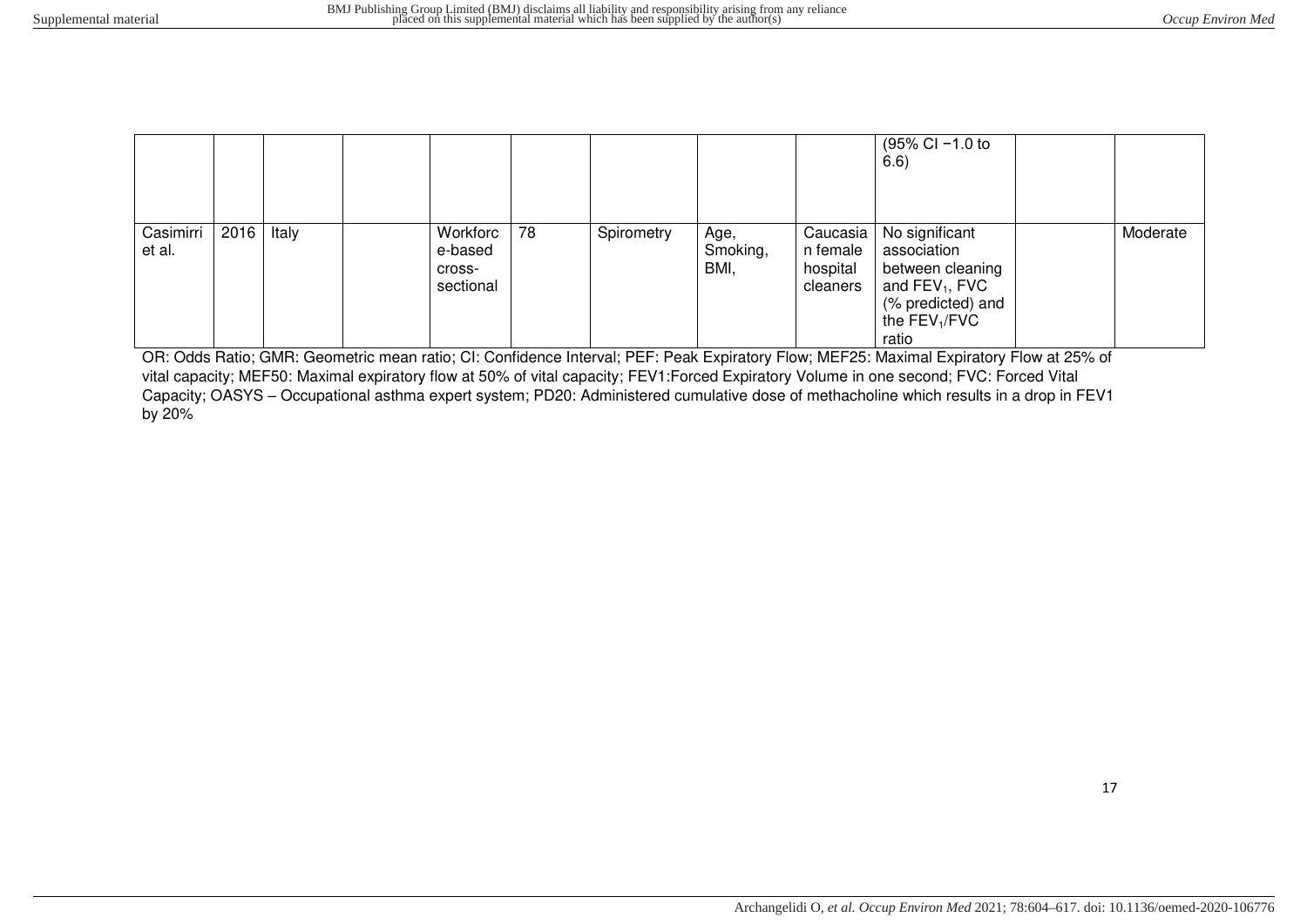|  |  |  |  |  |  |  |  |  |  |  |  |
|---|---|---|---|---|---|---|---|---|---|---|---|
|  |  |  |  |  |  |  |  |  | (95% CI −1.0 to 6.6) |  |  |
| Casimirri et al. | 2016 | Italy |  | Workforce-based cross-sectional | 78 | Spirometry | Age, Smoking, BMI, | Caucasian female hospital cleaners | No significant association between cleaning and $FEV_1$, FVC (% predicted) and the $FEV_1$/FVC ratio |  | Moderate |

OR: Odds Ratio; GMR: Geometric mean ratio; CI: Confidence Interval; PEF: Peak Expiratory Flow; MEF25: Maximal Expiratory Flow at 25% of vital capacity; MEF50: Maximal expiratory flow at 50% of vital capacity; FEV1:Forced Expiratory Volume in one second; FVC: Forced Vital Capacity; OASYS – Occupational asthma expert system; PD20: Administered cumulative dose of methacholine which results in a drop in FEV1 by 20%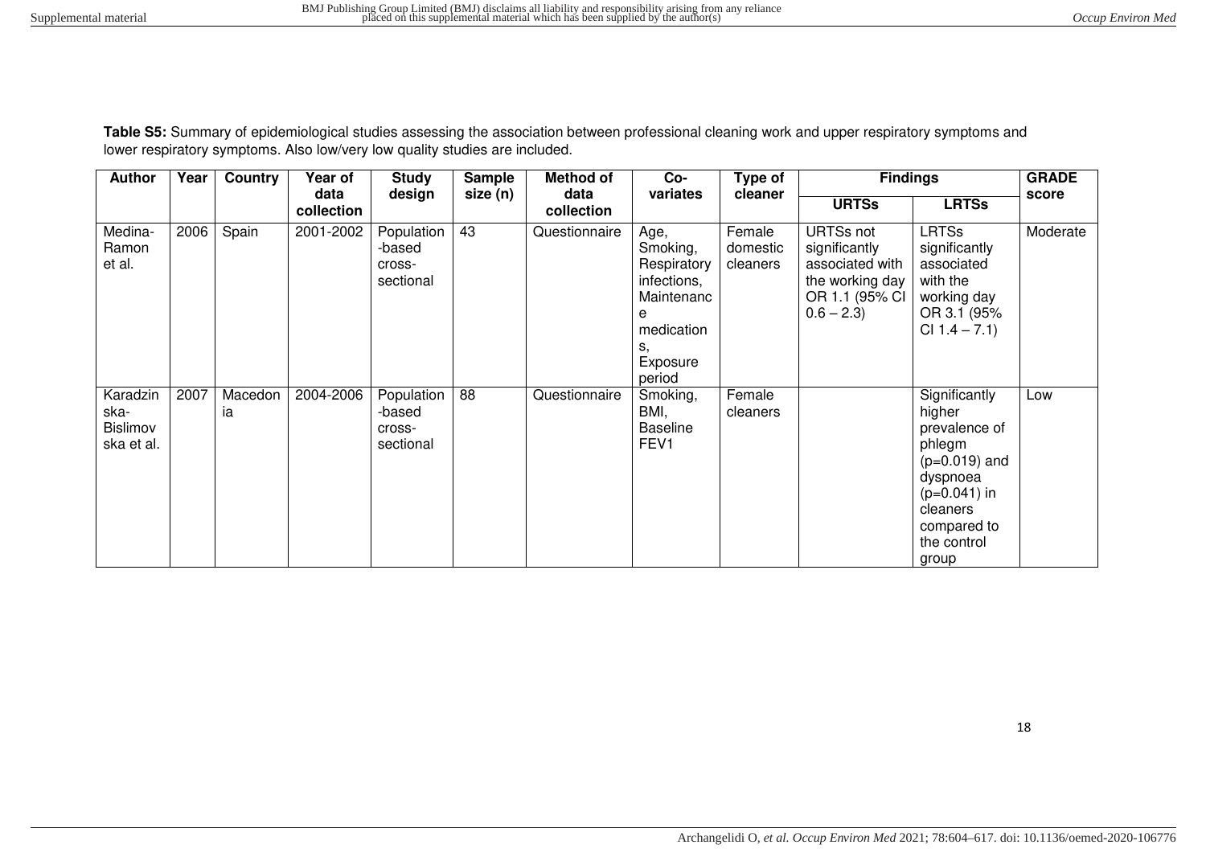**Table S5:** Summary of epidemiological studies assessing the association between professional cleaning work and upper respiratory symptoms and lower respiratory symptoms. Also low/very low quality studies are included.

| Author | Year | Country | Year of data collection | Study design | Sample size (n) | Method of data collection | Co-variates | Type of cleaner | Findings | | GRADE score |
|---|---|---|---|---|---|---|---|---|---|---|---|
| | | | | | | | | | URTSs | LRTSs | |
| Medina-Ramon et al. | 2006 | Spain | 2001-2002 | Population-based cross-sectional | 43 | Questionnaire | Age, Smoking, Respiratory infections, Maintenance medications, Exposure period | Female domestic cleaners | URTSs not significantly associated with the working day OR 1.1 (95% CI 0.6 – 2.3) | LRTSs significantly associated with the working day OR 3.1 (95% CI 1.4 – 7.1) | Moderate |
| Karadzinska-Bislimovska et al. | 2007 | Macedonia | 2004-2006 | Population-based cross-sectional | 88 | Questionnaire | Smoking, BMI, Baseline FEV1 | Female cleaners | | Significantly higher prevalence of phlegm ($p=0.019$) and dyspnoea ($p=0.041$) in cleaners compared to the control group | Low |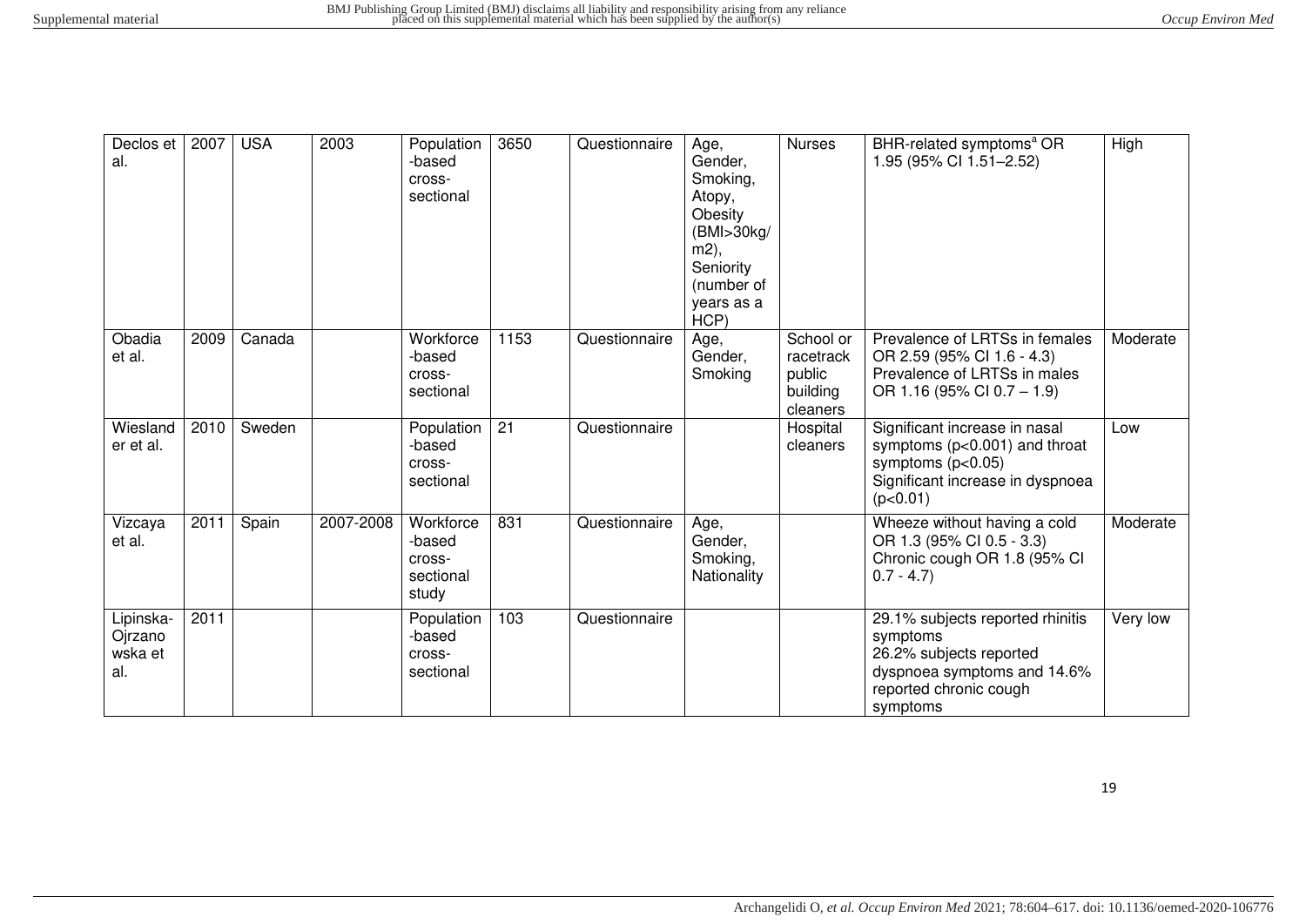| Declos et al. | 2007 | USA | 2003 | Population-based cross-sectional | 3650 | Questionnaire | Age, Gender, Smoking, Atopy, Obesity (BMI>30kg/m2), Seniority (number of years as a HCP) | Nurses | BHR-related symptoms[a] OR 1.95 (95% CI 1.51–2.52) | High |
|---|---|---|---|---|---|---|---|---|---|---|
| Obadia et al. | 2009 | Canada | | Workforce-based cross-sectional | 1153 | Questionnaire | Age, Gender, Smoking | School or racetrack public building cleaners | Prevalence of LRTSs in females OR 2.59 (95% CI 1.6 - 4.3)<br>Prevalence of LRTSs in males OR 1.16 (95% CI 0.7 – 1.9) | Moderate |
| Wieslander et al. | 2010 | Sweden | | Population-based cross-sectional | 21 | Questionnaire | | Hospital cleaners | Significant increase in nasal symptoms ($p<0.001$) and throat symptoms ($p<0.05$)<br>Significant increase in dyspnoea ($p<0.01$) | Low |
| Vizcaya et al. | 2011 | Spain | 2007-2008 | Workforce-based cross-sectional study | 831 | Questionnaire | Age, Gender, Smoking, Nationality | | Wheeze without having a cold OR 1.3 (95% CI 0.5 - 3.3)<br>Chronic cough OR 1.8 (95% CI 0.7 - 4.7) | Moderate |
| Lipinska-Ojrzanowska et al. | 2011 | | | Population-based cross-sectional | 103 | Questionnaire | | | 29.1% subjects reported rhinitis symptoms<br>26.2% subjects reported dyspnoea symptoms and 14.6% reported chronic cough symptoms | Very low |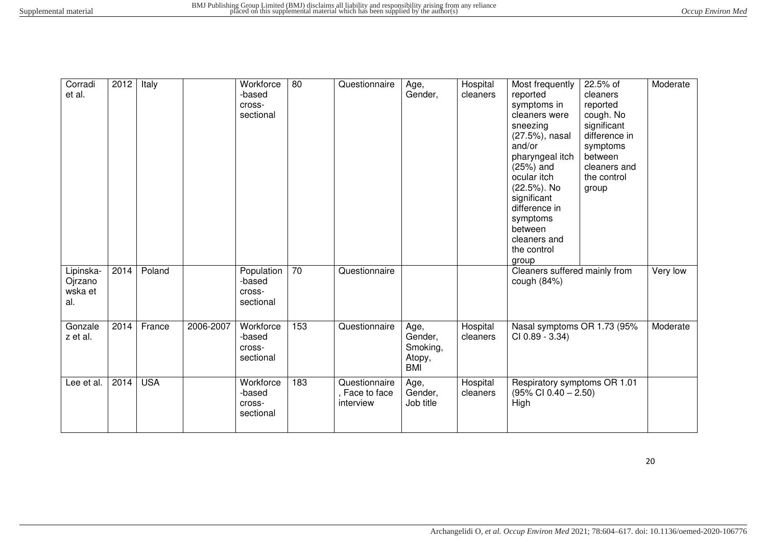| Corradi et al. | 2012 | Italy | | Workforce-based cross-sectional | 80 | Questionnaire | Age, Gender, | Hospital cleaners | Most frequently reported symptoms in cleaners were sneezing (27.5%), nasal and/or pharyngeal itch (25%) and ocular itch (22.5%). No significant difference in symptoms between cleaners and the control group | 22.5% of cleaners reported cough. No significant difference in symptoms between cleaners and the control group | Moderate |
|---|---|---|---|---|---|---|---|---|---|---|---|
| Lipinska-Ojrzanowska et al. | 2014 | Poland | | Population-based cross-sectional | 70 | Questionnaire | | | Cleaners suffered mainly from cough (84%) | | Very low |
| Gonzalez et al. | 2014 | France | 2006-2007 | Workforce-based cross-sectional | 153 | Questionnaire | Age, Gender, Smoking, Atopy, BMI | Hospital cleaners | Nasal symptoms OR 1.73 (95% CI 0.89 - 3.34) | | Moderate |
| Lee et al. | 2014 | USA | | Workforce-based cross-sectional | 183 | Questionnaire, Face to face interview | Age, Gender, Job title | Hospital cleaners | Respiratory symptoms OR 1.01 (95% CI 0.40 – 2.50) High | | |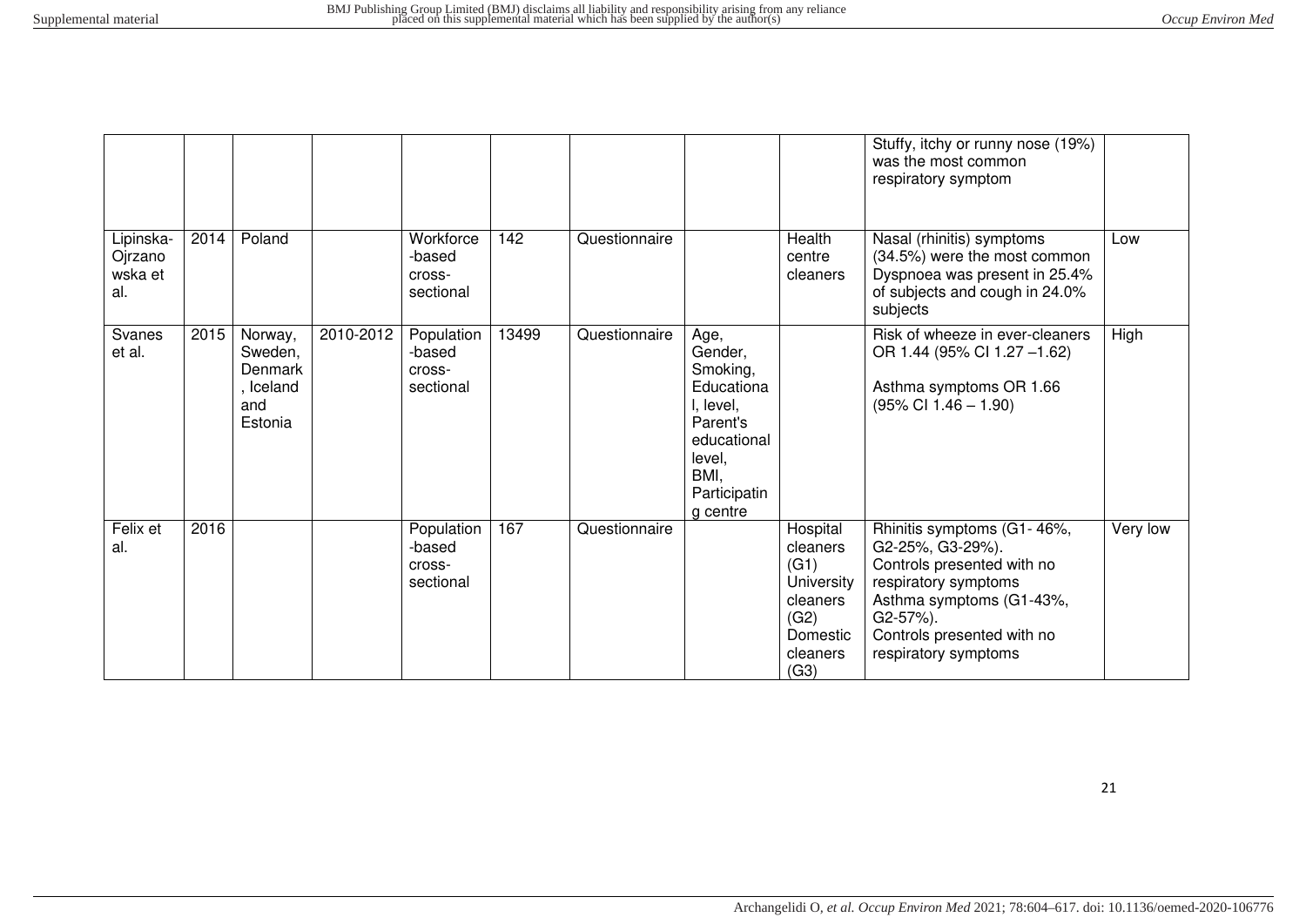| | | | | | | | | | | |
|---|---|---|---|---|---|---|---|---|---|---|
| | | | | | | | | | Stuffy, itchy or runny nose (19%) was the most common respiratory symptom | |
| Lipinska-Ojrzanowska et al. | 2014 | Poland | | Workforce-based cross-sectional | 142 | Questionnaire | | Health centre cleaners | Nasal (rhinitis) symptoms (34.5%) were the most common Dyspnoea was present in 25.4% of subjects and cough in 24.0% subjects | Low |
| Svanes et al. | 2015 | Norway, Sweden, Denmark, Iceland and Estonia | 2010-2012 | Population-based cross-sectional | 13499 | Questionnaire | Age, Gender, Smoking, Educational, level, Parent's educational level, BMI, Participating centre | | Risk of wheeze in ever-cleaners OR 1.44 (95% CI 1.27 –1.62)<br><br>Asthma symptoms OR 1.66 (95% CI 1.46 – 1.90) | High |
| Felix et al. | 2016 | | | Population-based cross-sectional | 167 | Questionnaire | | Hospital cleaners (G1) University cleaners (G2) Domestic cleaners (G3) | Rhinitis symptoms (G1- 46%, G2-25%, G3-29%).<br>Controls presented with no respiratory symptoms<br>Asthma symptoms (G1-43%, G2-57%).<br>Controls presented with no respiratory symptoms | Very low |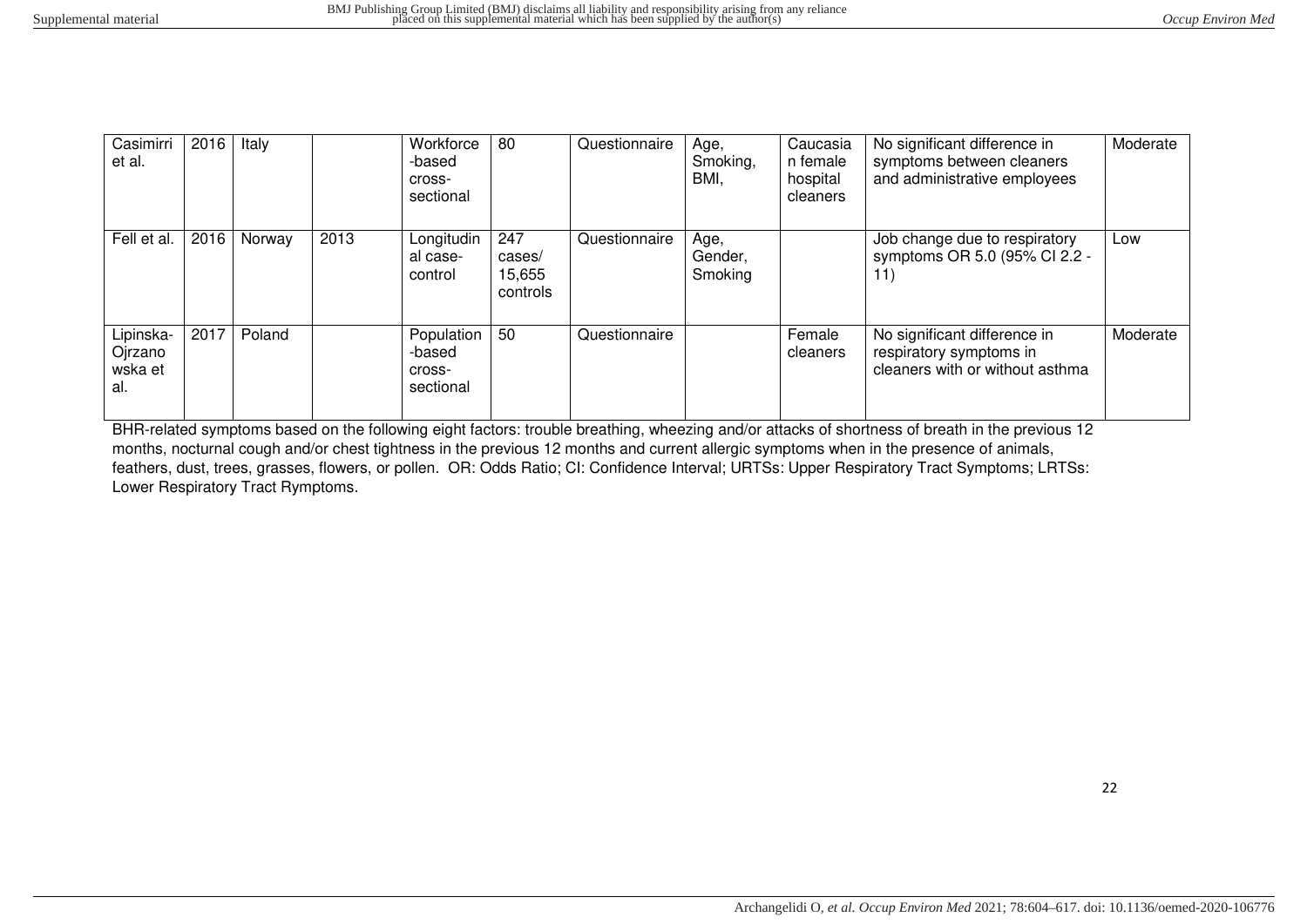| Casimirri et al. | 2016 | Italy | | Workforce-based cross-sectional | 80 | Questionnaire | Age, Smoking, BMI, | Caucasian female hospital cleaners | No significant difference in symptoms between cleaners and administrative employees | Moderate |
|---|---|---|---|---|---|---|---|---|---|---|
| Fell et al. | 2016 | Norway | 2013 | Longitudinal case-control | 247 cases/ 15,655 controls | Questionnaire | Age, Gender, Smoking | | Job change due to respiratory symptoms OR 5.0 (95% CI 2.2 - 11) | Low |
| Lipinska-Ojrzanowska et al. | 2017 | Poland | | Population-based cross-sectional | 50 | Questionnaire | | Female cleaners | No significant difference in respiratory symptoms in cleaners with or without asthma | Moderate |

BHR-related symptoms based on the following eight factors: trouble breathing, wheezing and/or attacks of shortness of breath in the previous 12 months, nocturnal cough and/or chest tightness in the previous 12 months and current allergic symptoms when in the presence of animals, feathers, dust, trees, grasses, flowers, or pollen. OR: Odds Ratio; CI: Confidence Interval; URTSs: Upper Respiratory Tract Symptoms; LRTSs: Lower Respiratory Tract Rymptoms.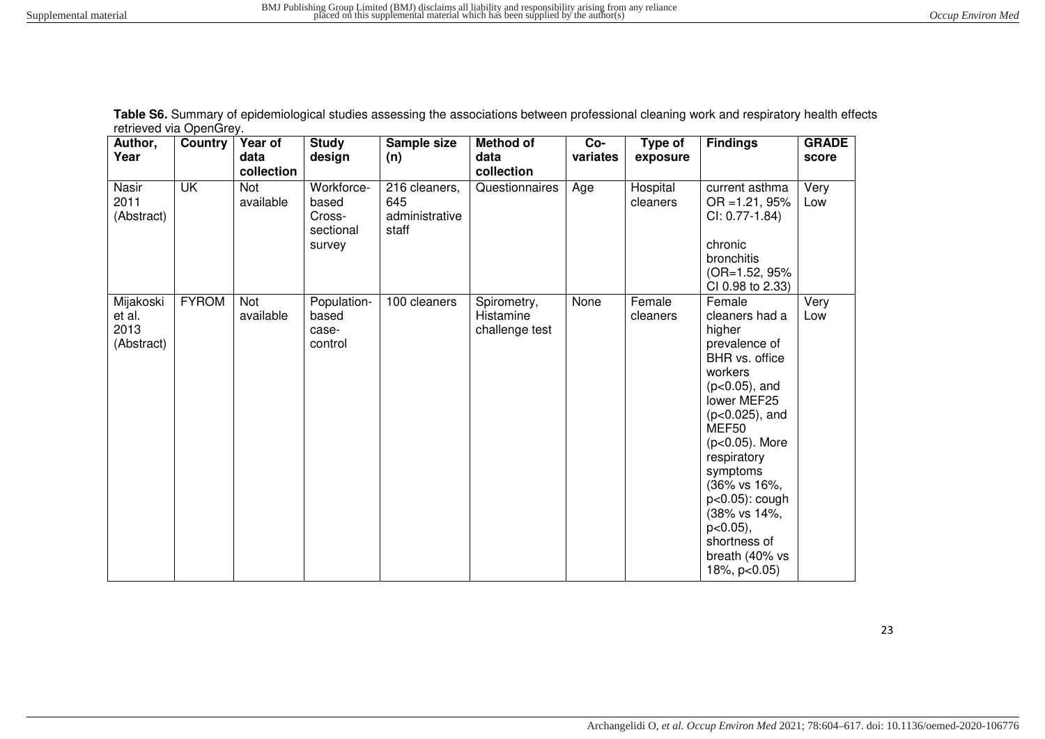**Table S6.** Summary of epidemiological studies assessing the associations between professional cleaning work and respiratory health effects retrieved via OpenGrey.

| Author, Year | Country | Year of data collection | Study design | Sample size (n) | Method of data collection | Co-variates | Type of exposure | Findings | GRADE score |
|---|---|---|---|---|---|---|---|---|---|
| Nasir 2011 (Abstract) | UK | Not available | Workforce-based Cross-sectional survey | 216 cleaners, 645 administrative staff | Questionnaires | Age | Hospital cleaners | current asthma OR =1.21, 95% CI: 0.77-1.84) chronic bronchitis (OR=1.52, 95% CI 0.98 to 2.33) | Very Low |
| Mijakoski et al. 2013 (Abstract) | FYROM | Not available | Population-based case-control | 100 cleaners | Spirometry, Histamine challenge test | None | Female cleaners | Female cleaners had a higher prevalence of BHR vs. office workers ($p<0.05$), and lower MEF25 ($p<0.025$), and MEF50 ($p<0.05$). More respiratory symptoms (36% vs 16%, $p<0.05$): cough (38% vs 14%, $p<0.05$), shortness of breath (40% vs 18%, $p<0.05$) | Very Low |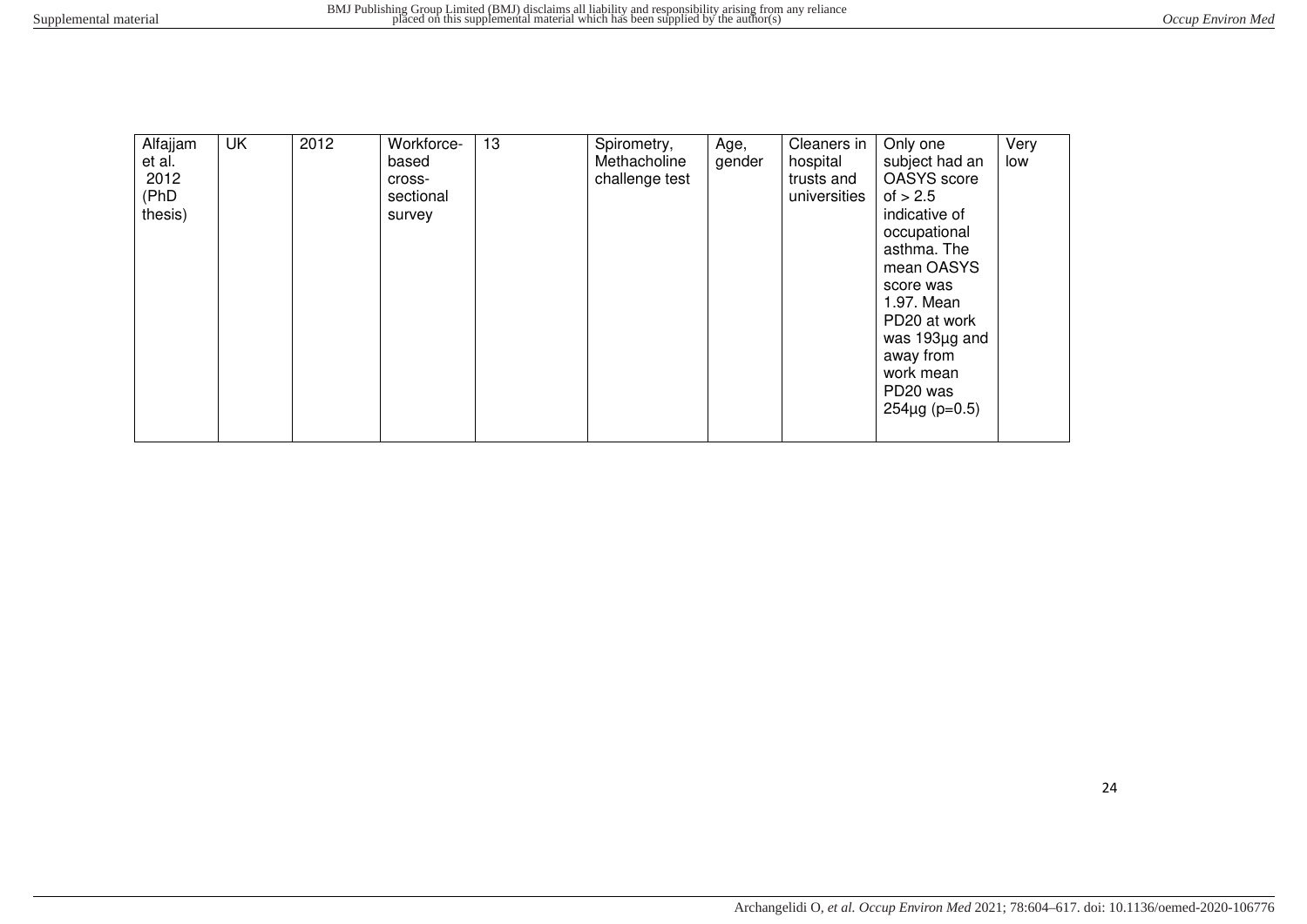| Alfajjam et al. 2012 (PhD thesis) | UK | 2012 | Workforce-based cross-sectional survey | 13 | Spirometry, Methacholine challenge test | Age, gender | Cleaners in hospital trusts and universities | Only one subject had an OASYS score of > 2.5 indicative of occupational asthma. The mean OASYS score was 1.97. Mean PD20 at work was 193µg and away from work mean PD20 was 254µg ($p=0.5$) | Very low |
|---|---|---|---|---|---|---|---|---|---|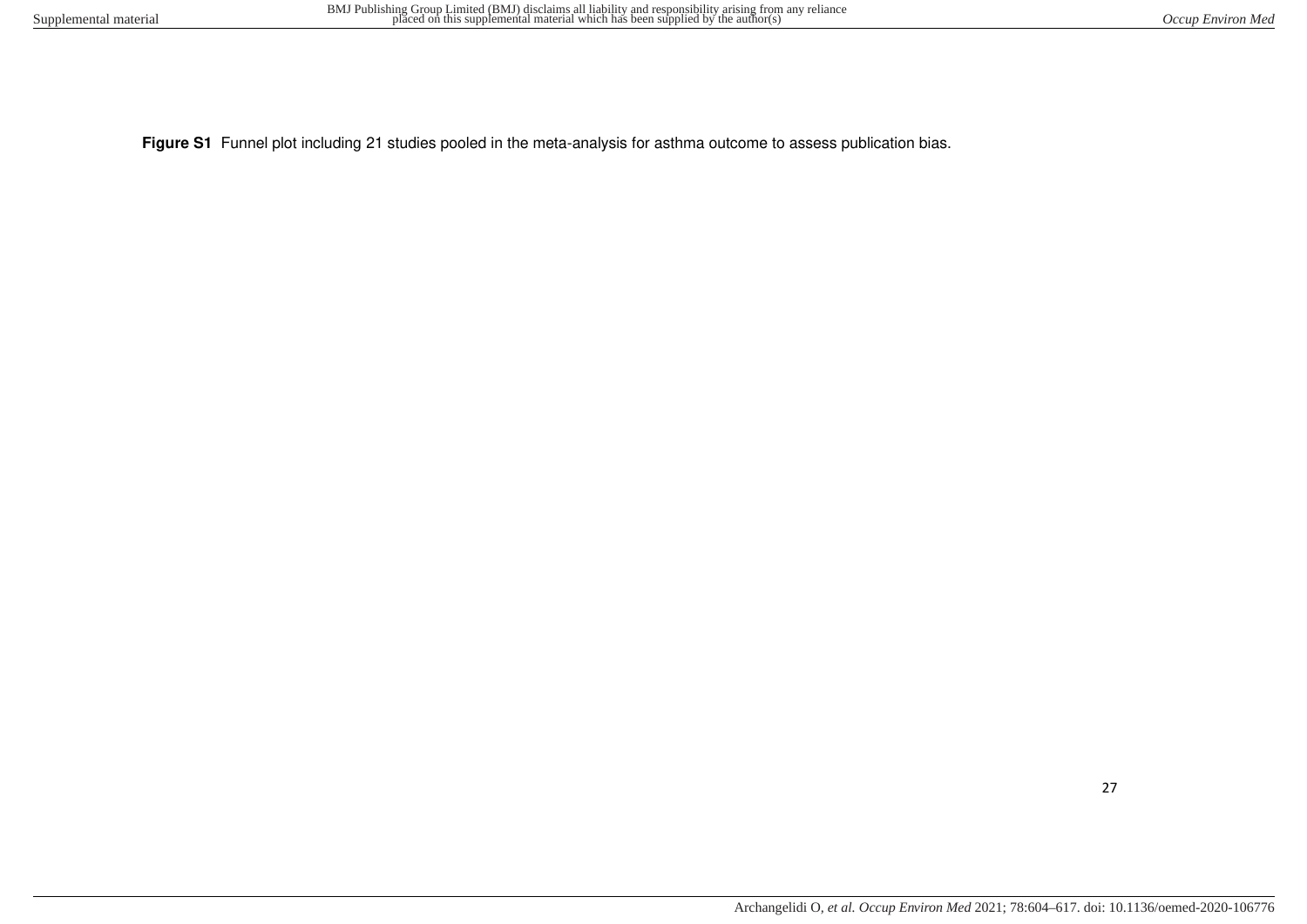**Figure S1** Funnel plot including 21 studies pooled in the meta-analysis for asthma outcome to assess publication bias.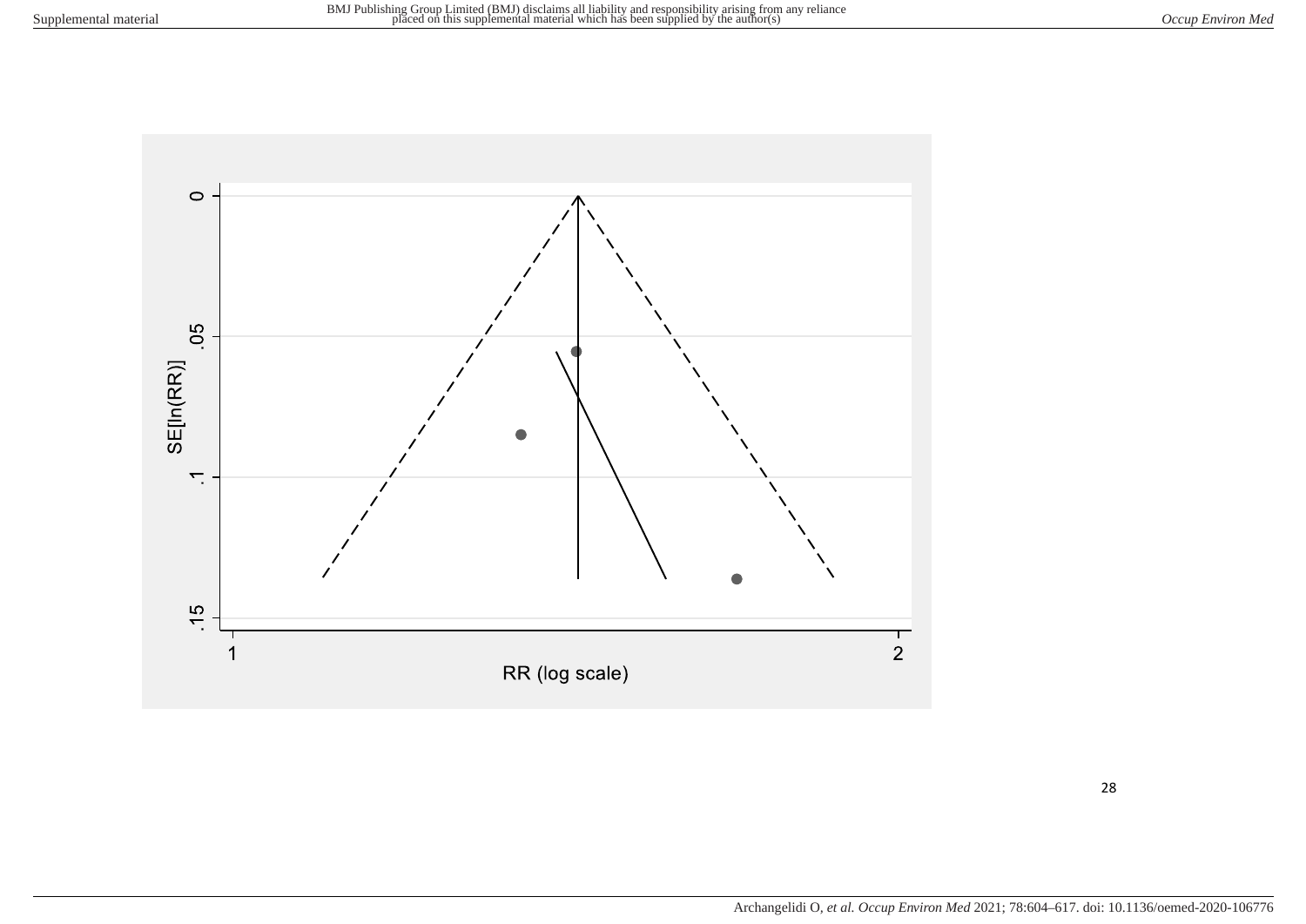SE[ln(RR)]

0

.05

.1

.15

1

2

RR (log scale)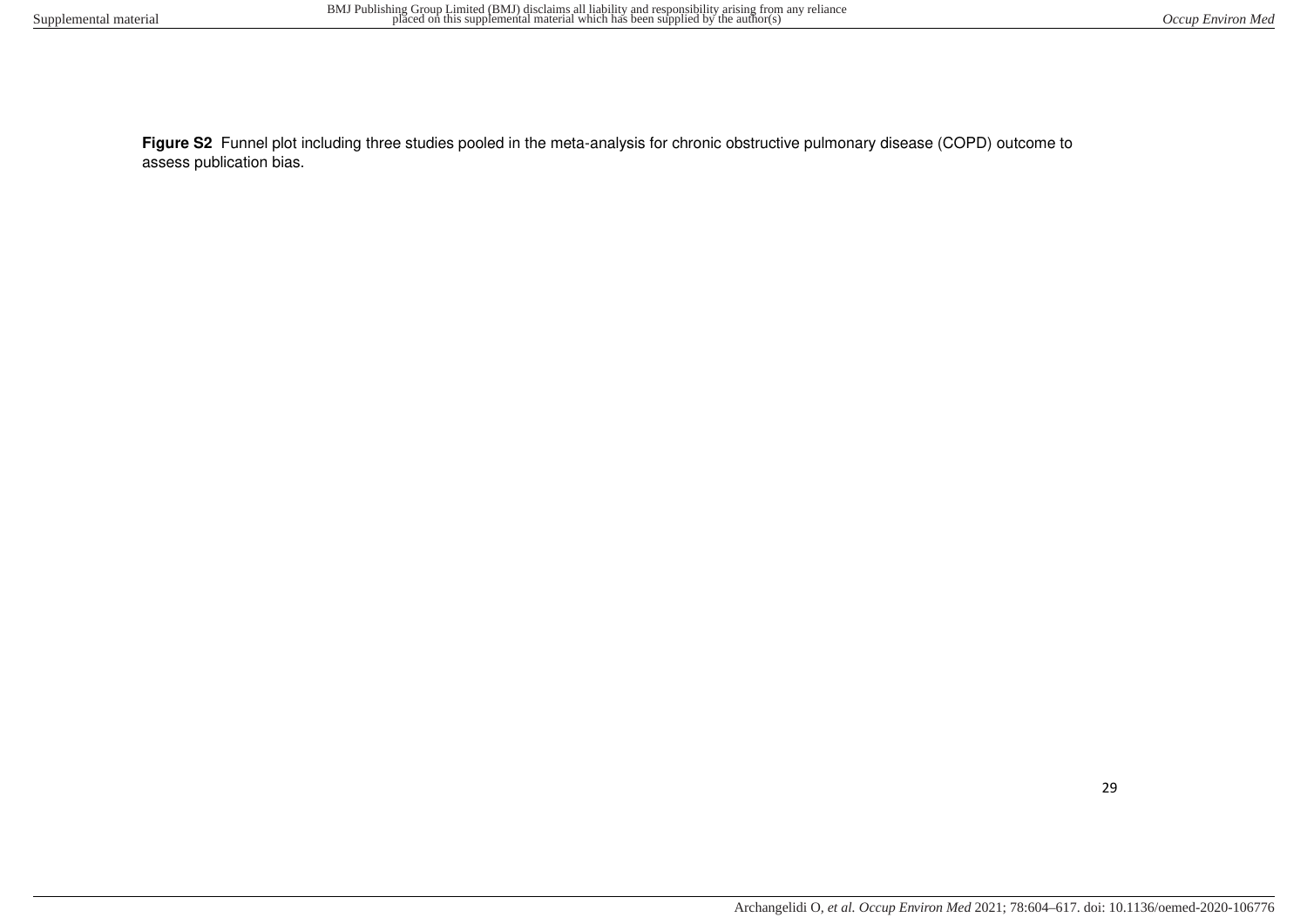**Figure S2** Funnel plot including three studies pooled in the meta-analysis for chronic obstructive pulmonary disease (COPD) outcome to assess publication bias.